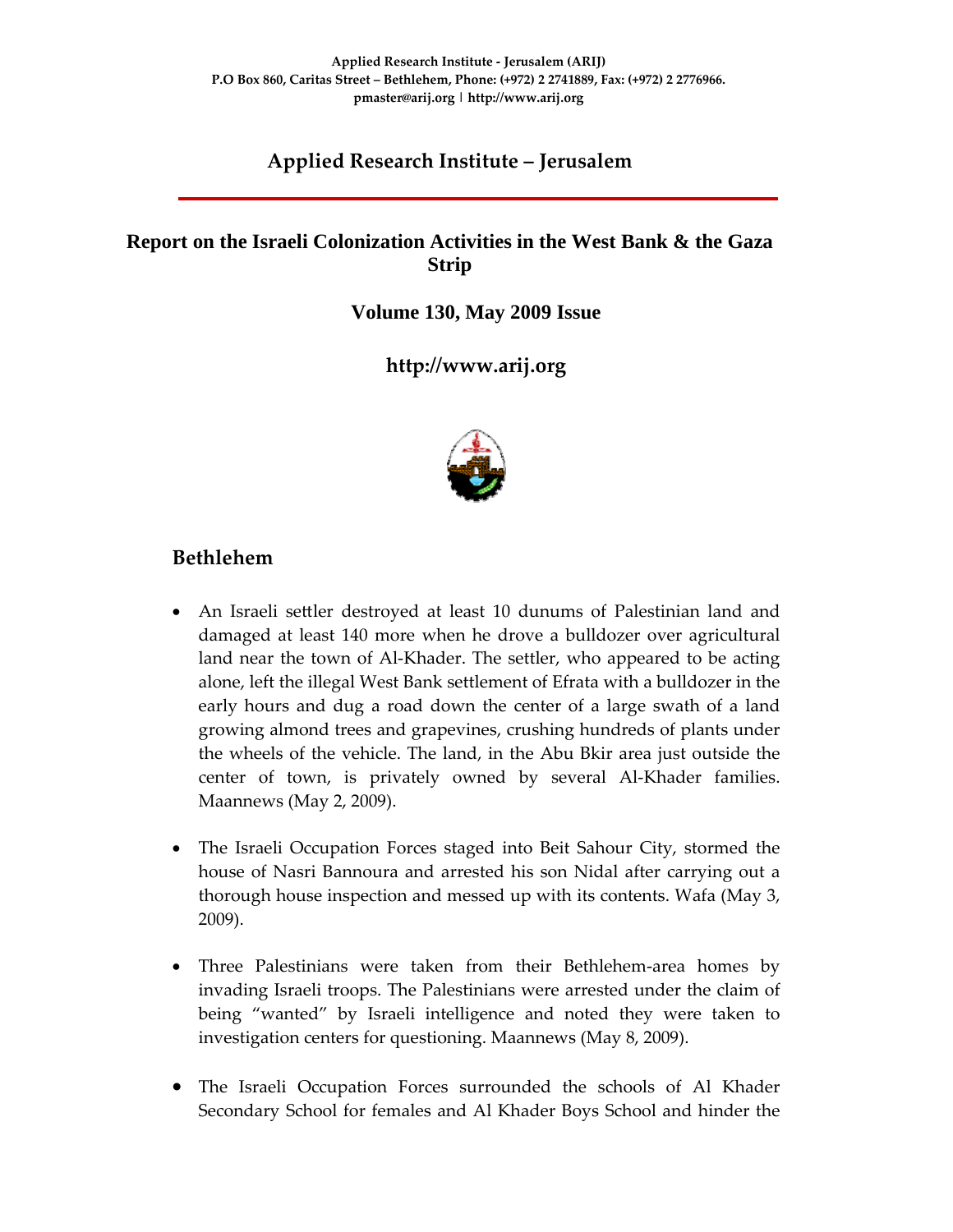Applied Research Institute - Jerusalem (ARIJ)
P.O Box 860, Caritas Street – Bethlehem, Phone: (+972) 2 2741889, Fax: (+972) 2 2776966.
pmaster@arij.org | http://www.arij.org

# Applied Research Institute – Jerusalem

## Report on the Israeli Colonization Activities in the West Bank & the Gaza Strip

**Volume 130, May 2009 Issue**

**http://www.arij.org**

## Bethlehem

- An Israeli settler destroyed at least 10 dunums of Palestinian land and damaged at least 140 more when he drove a bulldozer over agricultural land near the town of Al-Khader. The settler, who appeared to be acting alone, left the illegal West Bank settlement of Efrata with a bulldozer in the early hours and dug a road down the center of a large swath of a land growing almond trees and grapevines, crushing hundreds of plants under the wheels of the vehicle. The land, in the Abu Bkir area just outside the center of town, is privately owned by several Al-Khader families. Maannews (May 2, 2009).

- The Israeli Occupation Forces staged into Beit Sahour City, stormed the house of Nasri Bannoura and arrested his son Nidal after carrying out a thorough house inspection and messed up with its contents. Wafa (May 3, 2009).

- Three Palestinians were taken from their Bethlehem-area homes by invading Israeli troops. The Palestinians were arrested under the claim of being "wanted" by Israeli intelligence and noted they were taken to investigation centers for questioning. Maannews (May 8, 2009).

- The Israeli Occupation Forces surrounded the schools of Al Khader Secondary School for females and Al Khader Boys School and hinder the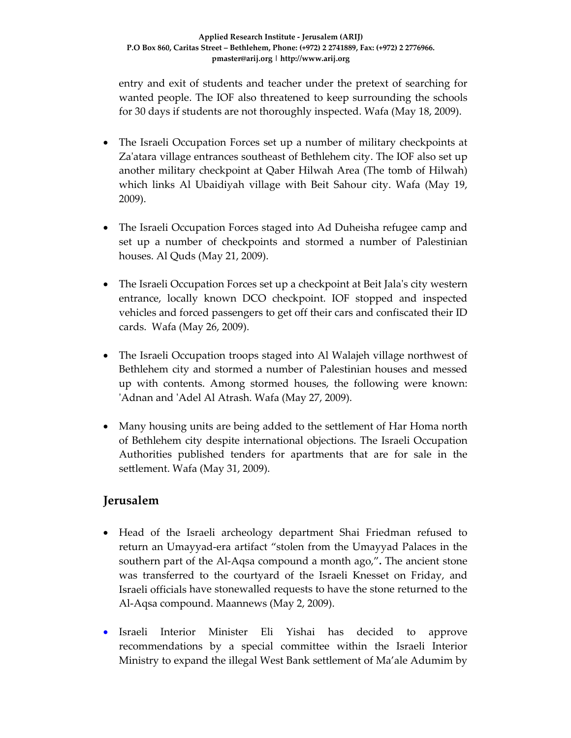entry and exit of students and teacher under the pretext of searching for wanted people. The IOF also threatened to keep surrounding the schools for 30 days if students are not thoroughly inspected. Wafa (May 18, 2009).

- The Israeli Occupation Forces set up a number of military checkpoints at Za'atara village entrances southeast of Bethlehem city. The IOF also set up another military checkpoint at Qaber Hilwah Area (The tomb of Hilwah) which links Al Ubaidiyah village with Beit Sahour city. Wafa (May 19, 2009).

- The Israeli Occupation Forces staged into Ad Duheisha refugee camp and set up a number of checkpoints and stormed a number of Palestinian houses. Al Quds (May 21, 2009).

- The Israeli Occupation Forces set up a checkpoint at Beit Jala's city western entrance, locally known DCO checkpoint. IOF stopped and inspected vehicles and forced passengers to get off their cars and confiscated their ID cards. Wafa (May 26, 2009).

- The Israeli Occupation troops staged into Al Walajeh village northwest of Bethlehem city and stormed a number of Palestinian houses and messed up with contents. Among stormed houses, the following were known: 'Adnan and 'Adel Al Atrash. Wafa (May 27, 2009).

- Many housing units are being added to the settlement of Har Homa north of Bethlehem city despite international objections. The Israeli Occupation Authorities published tenders for apartments that are for sale in the settlement. Wafa (May 31, 2009).

## Jerusalem

- Head of the Israeli archeology department Shai Friedman refused to return an Umayyad-era artifact "stolen from the Umayyad Palaces in the southern part of the Al-Aqsa compound a month ago,"**.** The ancient stone was transferred to the courtyard of the Israeli Knesset on Friday, and Israeli officials have stonewalled requests to have the stone returned to the Al-Aqsa compound. Maannews (May 2, 2009).

- Israeli Interior Minister Eli Yishai has decided to approve recommendations by a special committee within the Israeli Interior Ministry to expand the illegal West Bank settlement of Ma'ale Adumim by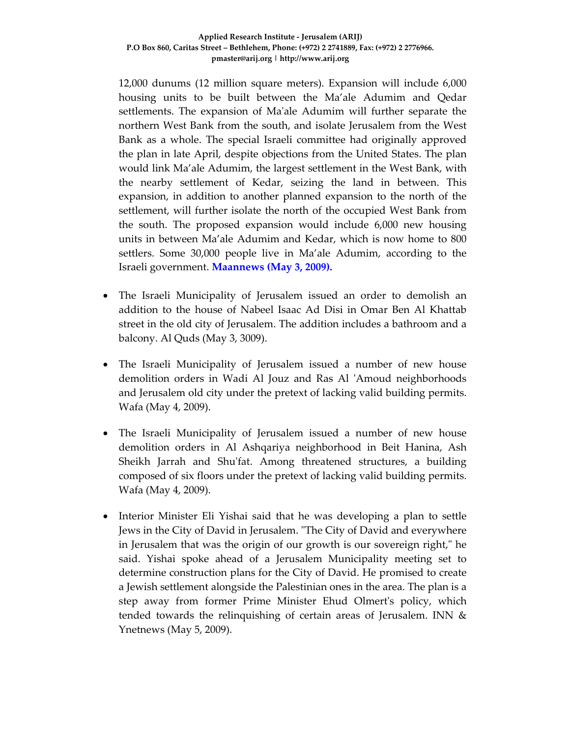12,000 dunums (12 million square meters). Expansion will include 6,000 housing units to be built between the Ma'ale Adumim and Qedar settlements. The expansion of Ma'ale Adumim will further separate the northern West Bank from the south, and isolate Jerusalem from the West Bank as a whole. The special Israeli committee had originally approved the plan in late April, despite objections from the United States. The plan would link Ma'ale Adumim, the largest settlement in the West Bank, with the nearby settlement of Kedar, seizing the land in between. This expansion, in addition to another planned expansion to the north of the settlement, will further isolate the north of the occupied West Bank from the south. The proposed expansion would include 6,000 new housing units in between Ma'ale Adumim and Kedar, which is now home to 800 settlers. Some 30,000 people live in Ma'ale Adumim, according to the Israeli government. **Maannews (May 3, 2009).**

- The Israeli Municipality of Jerusalem issued an order to demolish an addition to the house of Nabeel Isaac Ad Disi in Omar Ben Al Khattab street in the old city of Jerusalem. The addition includes a bathroom and a balcony. Al Quds (May 3, 3009).

- The Israeli Municipality of Jerusalem issued a number of new house demolition orders in Wadi Al Jouz and Ras Al 'Amoud neighborhoods and Jerusalem old city under the pretext of lacking valid building permits. Wafa (May 4, 2009).

- The Israeli Municipality of Jerusalem issued a number of new house demolition orders in Al Ashqariya neighborhood in Beit Hanina, Ash Sheikh Jarrah and Shu'fat. Among threatened structures, a building composed of six floors under the pretext of lacking valid building permits. Wafa (May 4, 2009).

- Interior Minister Eli Yishai said that he was developing a plan to settle Jews in the City of David in Jerusalem. "The City of David and everywhere in Jerusalem that was the origin of our growth is our sovereign right," he said. Yishai spoke ahead of a Jerusalem Municipality meeting set to determine construction plans for the City of David. He promised to create a Jewish settlement alongside the Palestinian ones in the area. The plan is a step away from former Prime Minister Ehud Olmert's policy, which tended towards the relinquishing of certain areas of Jerusalem. INN & Ynetnews (May 5, 2009).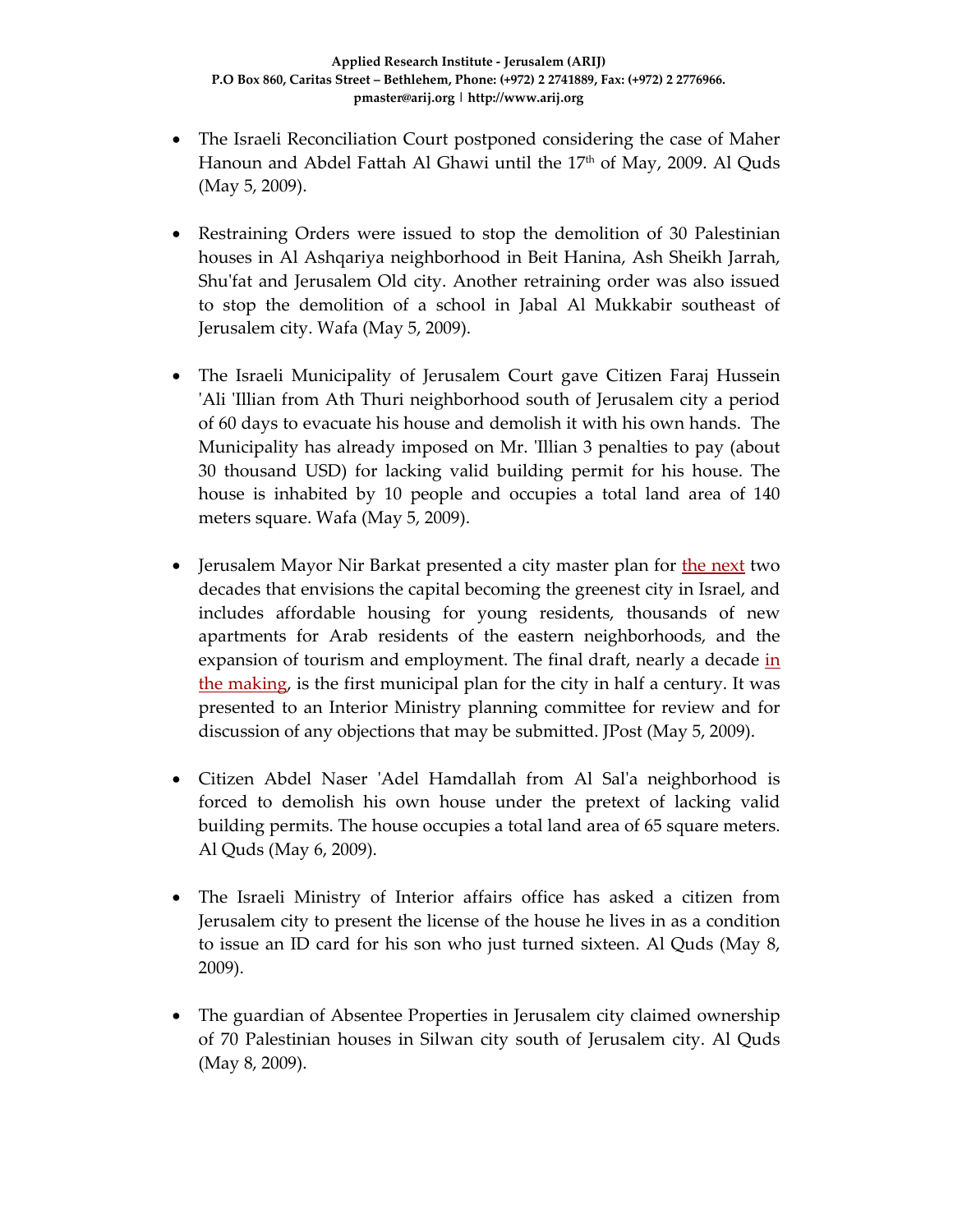- The Israeli Reconciliation Court postponed considering the case of Maher Hanoun and Abdel Fattah Al Ghawi until the 17th of May, 2009. Al Quds (May 5, 2009).

- Restraining Orders were issued to stop the demolition of 30 Palestinian houses in Al Ashqariya neighborhood in Beit Hanina, Ash Sheikh Jarrah, Shu'fat and Jerusalem Old city. Another retraining order was also issued to stop the demolition of a school in Jabal Al Mukkabir southeast of Jerusalem city. Wafa (May 5, 2009).

- The Israeli Municipality of Jerusalem Court gave Citizen Faraj Hussein 'Ali 'Illian from Ath Thuri neighborhood south of Jerusalem city a period of 60 days to evacuate his house and demolish it with his own hands. The Municipality has already imposed on Mr. 'Illian 3 penalties to pay (about 30 thousand USD) for lacking valid building permit for his house. The house is inhabited by 10 people and occupies a total land area of 140 meters square. Wafa (May 5, 2009).

- Jerusalem Mayor Nir Barkat presented a city master plan for the next two decades that envisions the capital becoming the greenest city in Israel, and includes affordable housing for young residents, thousands of new apartments for Arab residents of the eastern neighborhoods, and the expansion of tourism and employment. The final draft, nearly a decade in the making, is the first municipal plan for the city in half a century. It was presented to an Interior Ministry planning committee for review and for discussion of any objections that may be submitted. JPost (May 5, 2009).

- Citizen Abdel Naser 'Adel Hamdallah from Al Sal'a neighborhood is forced to demolish his own house under the pretext of lacking valid building permits. The house occupies a total land area of 65 square meters. Al Quds (May 6, 2009).

- The Israeli Ministry of Interior affairs office has asked a citizen from Jerusalem city to present the license of the house he lives in as a condition to issue an ID card for his son who just turned sixteen. Al Quds (May 8, 2009).

- The guardian of Absentee Properties in Jerusalem city claimed ownership of 70 Palestinian houses in Silwan city south of Jerusalem city. Al Quds (May 8, 2009).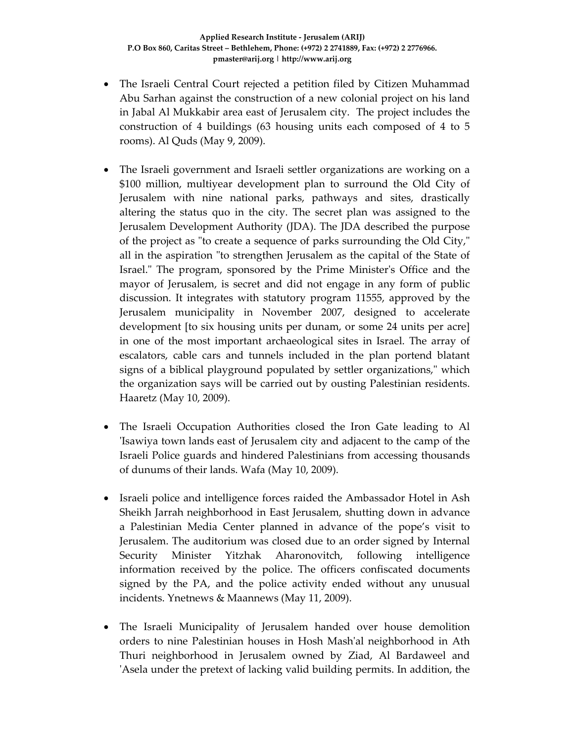- The Israeli Central Court rejected a petition filed by Citizen Muhammad Abu Sarhan against the construction of a new colonial project on his land in Jabal Al Mukkabir area east of Jerusalem city. The project includes the construction of 4 buildings (63 housing units each composed of 4 to 5 rooms). Al Quds (May 9, 2009).

- The Israeli government and Israeli settler organizations are working on a $100 million, multiyear development plan to surround the Old City of Jerusalem with nine national parks, pathways and sites, drastically altering the status quo in the city. The secret plan was assigned to the Jerusalem Development Authority (JDA). The JDA described the purpose of the project as "to create a sequence of parks surrounding the Old City," all in the aspiration "to strengthen Jerusalem as the capital of the State of Israel." The program, sponsored by the Prime Minister's Office and the mayor of Jerusalem, is secret and did not engage in any form of public discussion. It integrates with statutory program 11555, approved by the Jerusalem municipality in November 2007, designed to accelerate development [to six housing units per dunam, or some 24 units per acre] in one of the most important archaeological sites in Israel. The array of escalators, cable cars and tunnels included in the plan portend blatant signs of a biblical playground populated by settler organizations," which the organization says will be carried out by ousting Palestinian residents. Haaretz (May 10, 2009).

- The Israeli Occupation Authorities closed the Iron Gate leading to Al 'Isawiya town lands east of Jerusalem city and adjacent to the camp of the Israeli Police guards and hindered Palestinians from accessing thousands of dunums of their lands. Wafa (May 10, 2009).

- Israeli police and intelligence forces raided the Ambassador Hotel in Ash Sheikh Jarrah neighborhood in East Jerusalem, shutting down in advance a Palestinian Media Center planned in advance of the pope's visit to Jerusalem. The auditorium was closed due to an order signed by Internal Security Minister Yitzhak Aharonovitch, following intelligence information received by the police. The officers confiscated documents signed by the PA, and the police activity ended without any unusual incidents. Ynetnews & Maannews (May 11, 2009).

- The Israeli Municipality of Jerusalem handed over house demolition orders to nine Palestinian houses in Hosh Mash'al neighborhood in Ath Thuri neighborhood in Jerusalem owned by Ziad, Al Bardaweel and 'Asela under the pretext of lacking valid building permits. In addition, the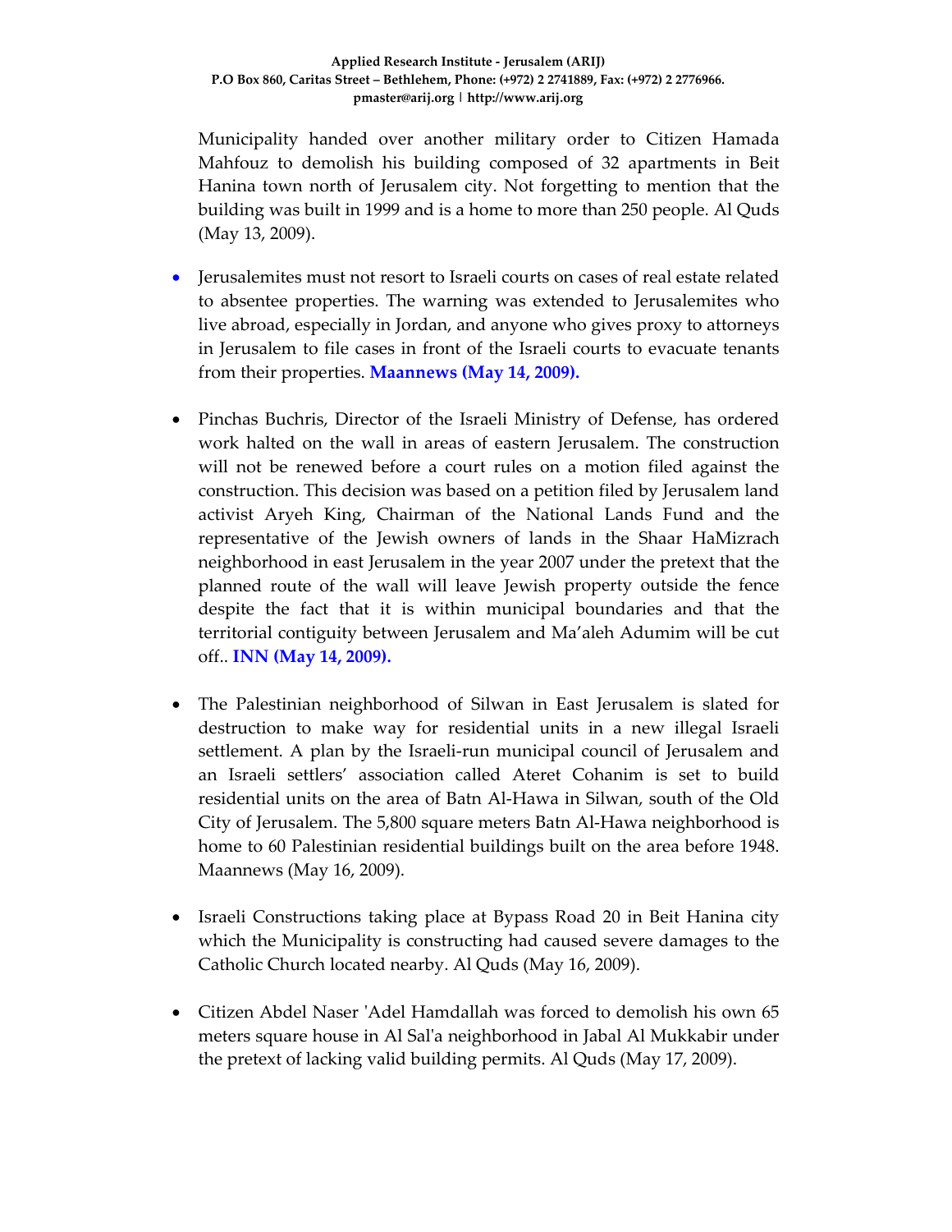Municipality handed over another military order to Citizen Hamada Mahfouz to demolish his building composed of 32 apartments in Beit Hanina town north of Jerusalem city. Not forgetting to mention that the building was built in 1999 and is a home to more than 250 people. Al Quds (May 13, 2009).

- Jerusalemites must not resort to Israeli courts on cases of real estate related to absentee properties. The warning was extended to Jerusalemites who live abroad, especially in Jordan, and anyone who gives proxy to attorneys in Jerusalem to file cases in front of the Israeli courts to evacuate tenants from their properties. **Maannews (May 14, 2009).**

- Pinchas Buchris, Director of the Israeli Ministry of Defense, has ordered work halted on the wall in areas of eastern Jerusalem. The construction will not be renewed before a court rules on a motion filed against the construction. This decision was based on a petition filed by Jerusalem land activist Aryeh King, Chairman of the National Lands Fund and the representative of the Jewish owners of lands in the Shaar HaMizrach neighborhood in east Jerusalem in the year 2007 under the pretext that the planned route of the wall will leave Jewish property outside the fence despite the fact that it is within municipal boundaries and that the territorial contiguity between Jerusalem and Ma'aleh Adumim will be cut off.. **INN (May 14, 2009).**

- The Palestinian neighborhood of Silwan in East Jerusalem is slated for destruction to make way for residential units in a new illegal Israeli settlement. A plan by the Israeli-run municipal council of Jerusalem and an Israeli settlers' association called Ateret Cohanim is set to build residential units on the area of Batn Al-Hawa in Silwan, south of the Old City of Jerusalem. The 5,800 square meters Batn Al-Hawa neighborhood is home to 60 Palestinian residential buildings built on the area before 1948. Maannews (May 16, 2009).

- Israeli Constructions taking place at Bypass Road 20 in Beit Hanina city which the Municipality is constructing had caused severe damages to the Catholic Church located nearby. Al Quds (May 16, 2009).

- Citizen Abdel Naser 'Adel Hamdallah was forced to demolish his own 65 meters square house in Al Sal'a neighborhood in Jabal Al Mukkabir under the pretext of lacking valid building permits. Al Quds (May 17, 2009).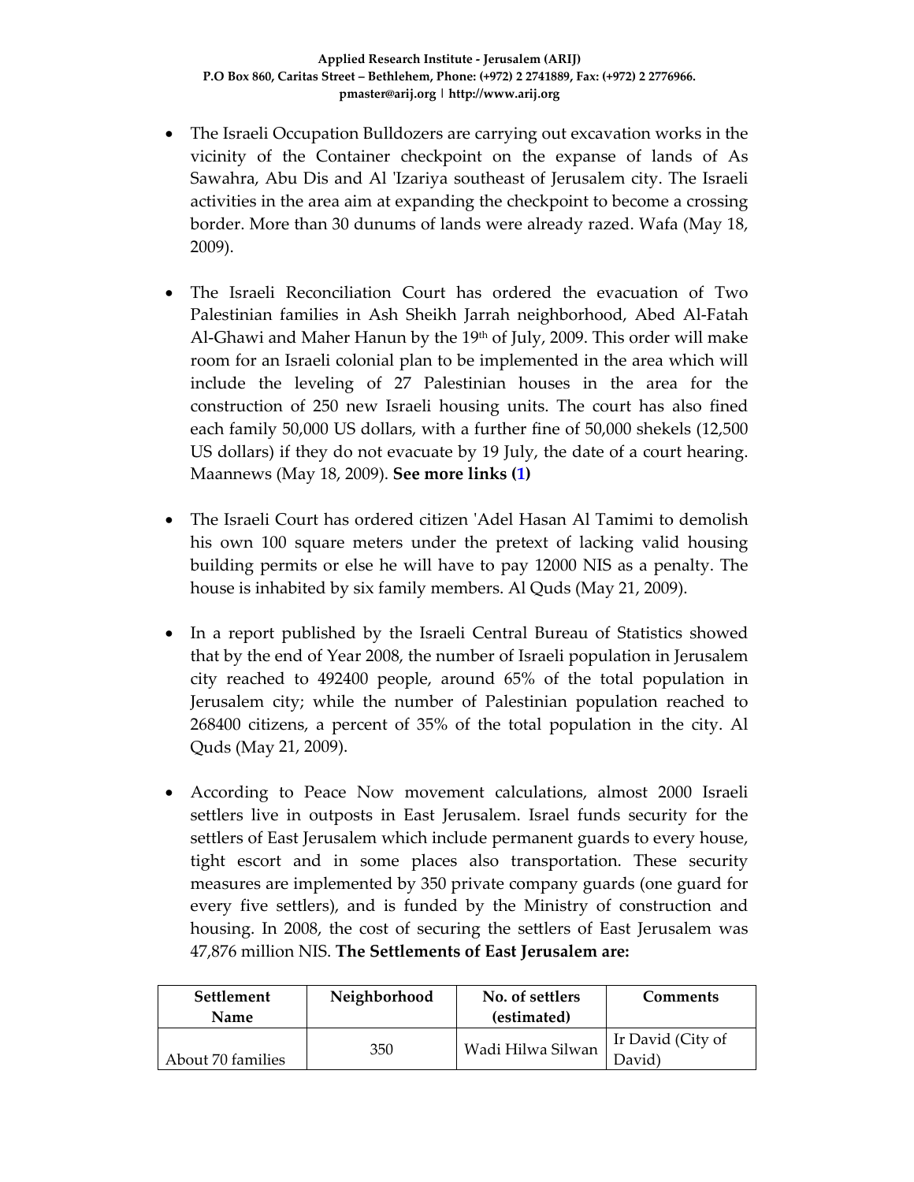- The Israeli Occupation Bulldozers are carrying out excavation works in the vicinity of the Container checkpoint on the expanse of lands of As Sawahra, Abu Dis and Al 'Izariya southeast of Jerusalem city. The Israeli activities in the area aim at expanding the checkpoint to become a crossing border. More than 30 dunums of lands were already razed. Wafa (May 18, 2009).

- The Israeli Reconciliation Court has ordered the evacuation of Two Palestinian families in Ash Sheikh Jarrah neighborhood, Abed Al-Fatah Al-Ghawi and Maher Hanun by the 19th of July, 2009. This order will make room for an Israeli colonial plan to be implemented in the area which will include the leveling of 27 Palestinian houses in the area for the construction of 250 new Israeli housing units. The court has also fined each family 50,000 US dollars, with a further fine of 50,000 shekels (12,500 US dollars) if they do not evacuate by 19 July, the date of a court hearing. Maannews (May 18, 2009). **See more links (1)**

- The Israeli Court has ordered citizen 'Adel Hasan Al Tamimi to demolish his own 100 square meters under the pretext of lacking valid housing building permits or else he will have to pay 12000 NIS as a penalty. The house is inhabited by six family members. Al Quds (May 21, 2009).

- In a report published by the Israeli Central Bureau of Statistics showed that by the end of Year 2008, the number of Israeli population in Jerusalem city reached to 492400 people, around 65% of the total population in Jerusalem city; while the number of Palestinian population reached to 268400 citizens, a percent of 35% of the total population in the city. Al Quds (May 21, 2009).

- According to Peace Now movement calculations, almost 2000 Israeli settlers live in outposts in East Jerusalem. Israel funds security for the settlers of East Jerusalem which include permanent guards to every house, tight escort and in some places also transportation. These security measures are implemented by 350 private company guards (one guard for every five settlers), and is funded by the Ministry of construction and housing. In 2008, the cost of securing the settlers of East Jerusalem was 47,876 million NIS. **The Settlements of East Jerusalem are:**

| Settlement Name | Neighborhood | No. of settlers (estimated) | Comments |
|---|---|---|---|
| About 70 families | 350 | Wadi Hilwa Silwan | Ir David (City of David) |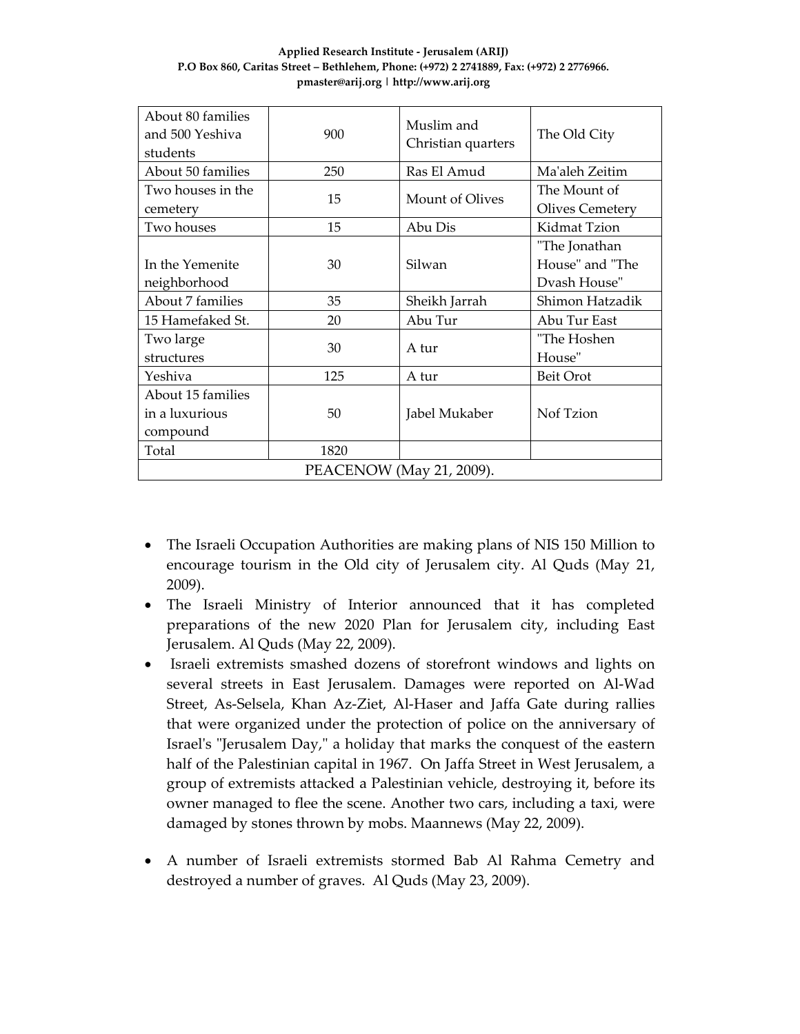| About 80 families and 500 Yeshiva students | 900 | Muslim and Christian quarters | The Old City |
|---|---|---|---|
| About 50 families | 250 | Ras El Amud | Ma'aleh Zeitim |
| Two houses in the cemetery | 15 | Mount of Olives | The Mount of Olives Cemetery |
| Two houses | 15 | Abu Dis | Kidmat Tzion |
| In the Yemenite neighborhood | 30 | Silwan | "The Jonathan House" and "The Dvash House" |
| About 7 families | 35 | Sheikh Jarrah | Shimon Hatzadik |
| 15 Hamefaked St. | 20 | Abu Tur | Abu Tur East |
| Two large structures | 30 | A tur | "The Hoshen House" |
| Yeshiva | 125 | A tur | Beit Orot |
| About 15 families in a luxurious compound | 50 | Jabel Mukaber | Nof Tzion |
| Total | 1820 | | |
| PEACENOW (May 21, 2009). | | | |

- The Israeli Occupation Authorities are making plans of NIS 150 Million to encourage tourism in the Old city of Jerusalem city. Al Quds (May 21, 2009).
- The Israeli Ministry of Interior announced that it has completed preparations of the new 2020 Plan for Jerusalem city, including East Jerusalem. Al Quds (May 22, 2009).
- Israeli extremists smashed dozens of storefront windows and lights on several streets in East Jerusalem. Damages were reported on Al-Wad Street, As-Selsela, Khan Az-Ziet, Al-Haser and Jaffa Gate during rallies that were organized under the protection of police on the anniversary of Israel's "Jerusalem Day," a holiday that marks the conquest of the eastern half of the Palestinian capital in 1967. On Jaffa Street in West Jerusalem, a group of extremists attacked a Palestinian vehicle, destroying it, before its owner managed to flee the scene. Another two cars, including a taxi, were damaged by stones thrown by mobs. Maannews (May 22, 2009).
- A number of Israeli extremists stormed Bab Al Rahma Cemetry and destroyed a number of graves. Al Quds (May 23, 2009).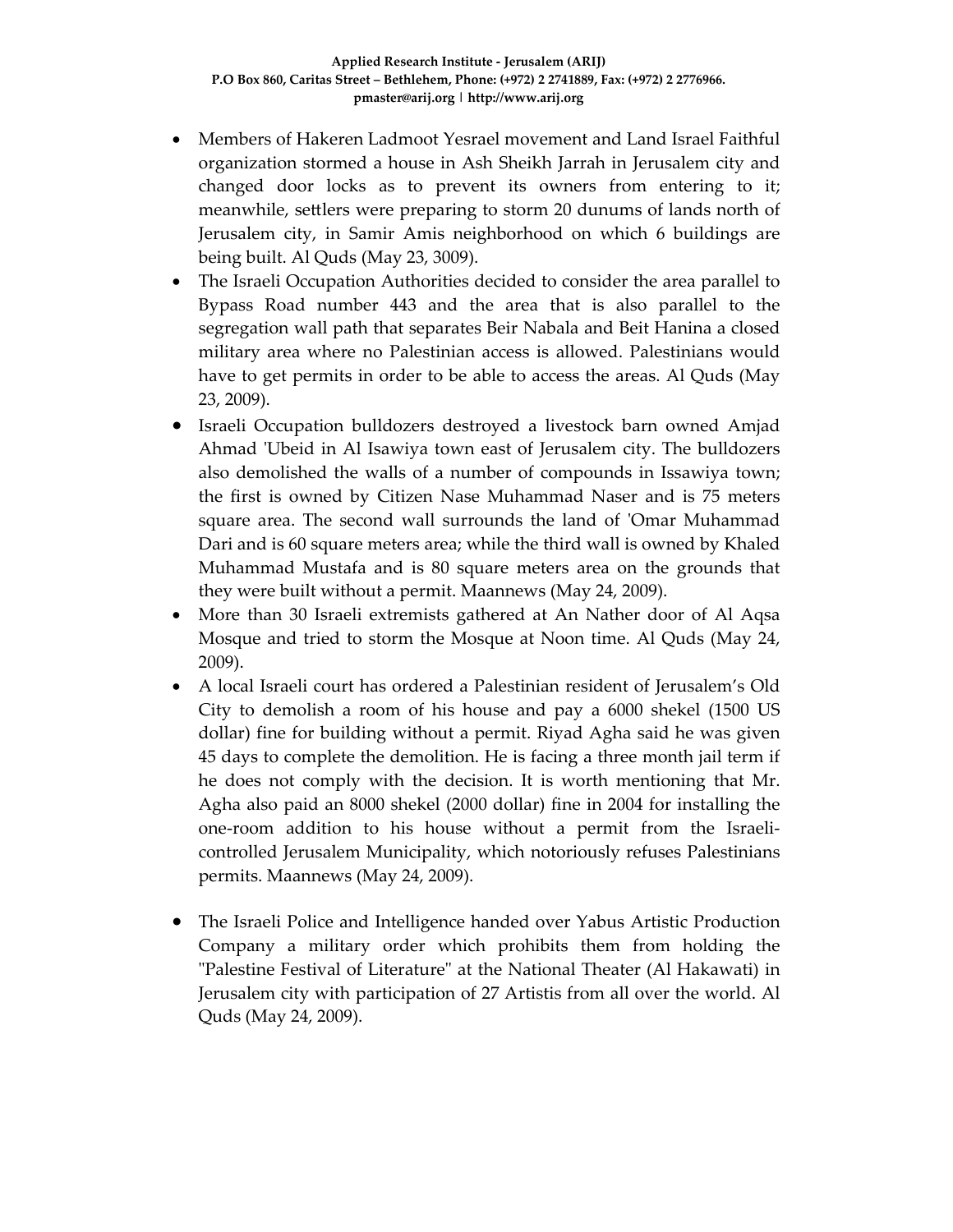- Members of Hakeren Ladmoot Yesrael movement and Land Israel Faithful organization stormed a house in Ash Sheikh Jarrah in Jerusalem city and changed door locks as to prevent its owners from entering to it; meanwhile, settlers were preparing to storm 20 dunums of lands north of Jerusalem city, in Samir Amis neighborhood on which 6 buildings are being built. Al Quds (May 23, 3009).
- The Israeli Occupation Authorities decided to consider the area parallel to Bypass Road number 443 and the area that is also parallel to the segregation wall path that separates Beir Nabala and Beit Hanina a closed military area where no Palestinian access is allowed. Palestinians would have to get permits in order to be able to access the areas. Al Quds (May 23, 2009).
- Israeli Occupation bulldozers destroyed a livestock barn owned Amjad Ahmad 'Ubeid in Al Isawiya town east of Jerusalem city. The bulldozers also demolished the walls of a number of compounds in Issawiya town; the first is owned by Citizen Nase Muhammad Naser and is 75 meters square area. The second wall surrounds the land of 'Omar Muhammad Dari and is 60 square meters area; while the third wall is owned by Khaled Muhammad Mustafa and is 80 square meters area on the grounds that they were built without a permit. Maannews (May 24, 2009).
- More than 30 Israeli extremists gathered at An Nather door of Al Aqsa Mosque and tried to storm the Mosque at Noon time. Al Quds (May 24, 2009).
- A local Israeli court has ordered a Palestinian resident of Jerusalem's Old City to demolish a room of his house and pay a 6000 shekel (1500 US dollar) fine for building without a permit. Riyad Agha said he was given 45 days to complete the demolition. He is facing a three month jail term if he does not comply with the decision. It is worth mentioning that Mr. Agha also paid an 8000 shekel (2000 dollar) fine in 2004 for installing the one-room addition to his house without a permit from the Israeli-controlled Jerusalem Municipality, which notoriously refuses Palestinians permits. Maannews (May 24, 2009).
- The Israeli Police and Intelligence handed over Yabus Artistic Production Company a military order which prohibits them from holding the "Palestine Festival of Literature" at the National Theater (Al Hakawati) in Jerusalem city with participation of 27 Artistis from all over the world. Al Quds (May 24, 2009).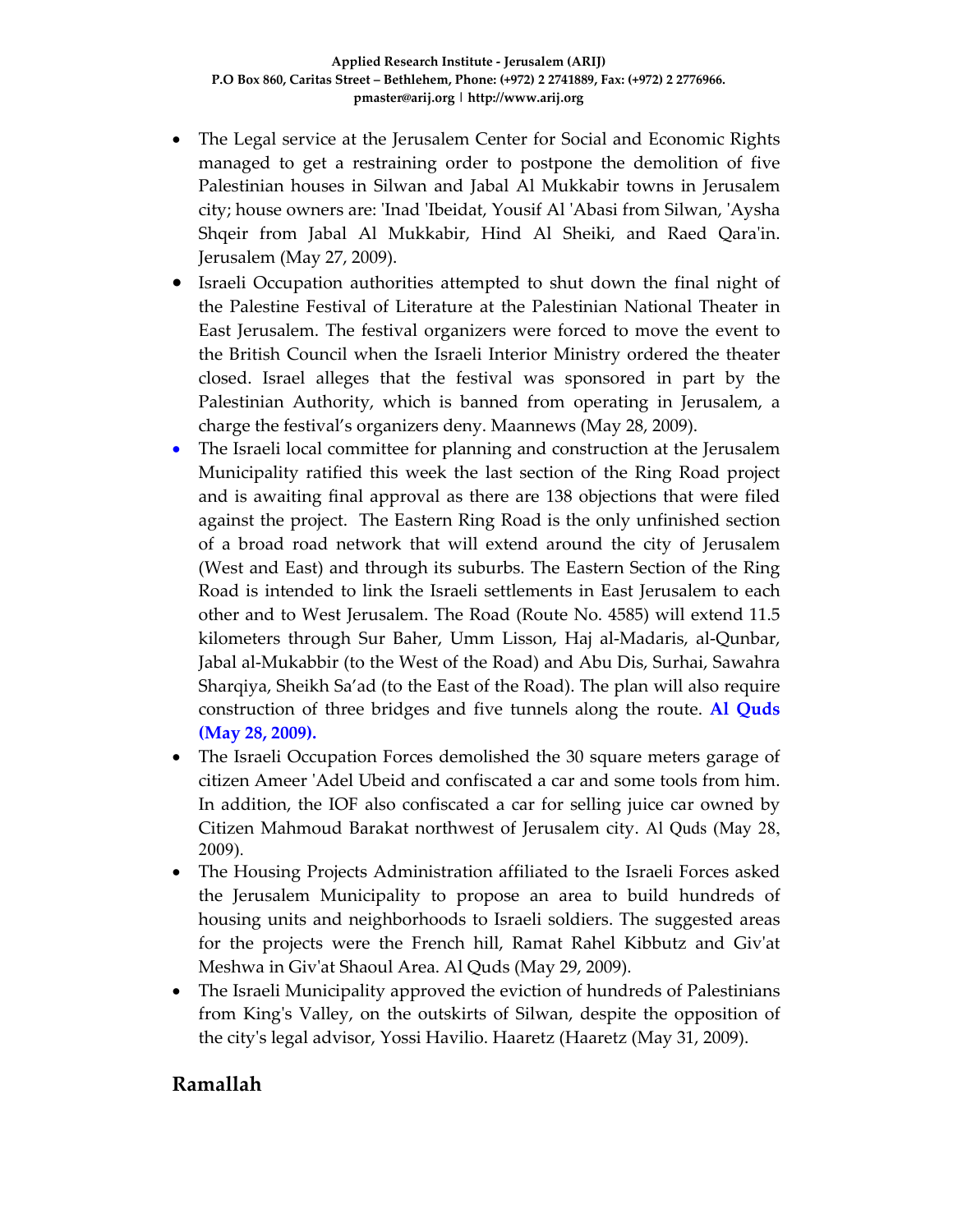- The Legal service at the Jerusalem Center for Social and Economic Rights managed to get a restraining order to postpone the demolition of five Palestinian houses in Silwan and Jabal Al Mukkabir towns in Jerusalem city; house owners are: 'Inad 'Ibeidat, Yousif Al 'Abasi from Silwan, 'Aysha Shqeir from Jabal Al Mukkabir, Hind Al Sheiki, and Raed Qara'in. Jerusalem (May 27, 2009).
- Israeli Occupation authorities attempted to shut down the final night of the Palestine Festival of Literature at the Palestinian National Theater in East Jerusalem. The festival organizers were forced to move the event to the British Council when the Israeli Interior Ministry ordered the theater closed. Israel alleges that the festival was sponsored in part by the Palestinian Authority, which is banned from operating in Jerusalem, a charge the festival's organizers deny. Maannews (May 28, 2009).
- The Israeli local committee for planning and construction at the Jerusalem Municipality ratified this week the last section of the Ring Road project and is awaiting final approval as there are 138 objections that were filed against the project. The Eastern Ring Road is the only unfinished section of a broad road network that will extend around the city of Jerusalem (West and East) and through its suburbs. The Eastern Section of the Ring Road is intended to link the Israeli settlements in East Jerusalem to each other and to West Jerusalem. The Road (Route No. 4585) will extend 11.5 kilometers through Sur Baher, Umm Lisson, Haj al-Madaris, al-Qunbar, Jabal al-Mukabbir (to the West of the Road) and Abu Dis, Surhai, Sawahra Sharqiya, Sheikh Sa'ad (to the East of the Road). The plan will also require construction of three bridges and five tunnels along the route. **Al Quds (May 28, 2009).**
- The Israeli Occupation Forces demolished the 30 square meters garage of citizen Ameer 'Adel Ubeid and confiscated a car and some tools from him. In addition, the IOF also confiscated a car for selling juice car owned by Citizen Mahmoud Barakat northwest of Jerusalem city. Al Quds (May 28, 2009).
- The Housing Projects Administration affiliated to the Israeli Forces asked the Jerusalem Municipality to propose an area to build hundreds of housing units and neighborhoods to Israeli soldiers. The suggested areas for the projects were the French hill, Ramat Rahel Kibbutz and Giv'at Meshwa in Giv'at Shaoul Area. Al Quds (May 29, 2009).
- The Israeli Municipality approved the eviction of hundreds of Palestinians from King's Valley, on the outskirts of Silwan, despite the opposition of the city's legal advisor, Yossi Havilio. Haaretz (Haaretz (May 31, 2009).

## Ramallah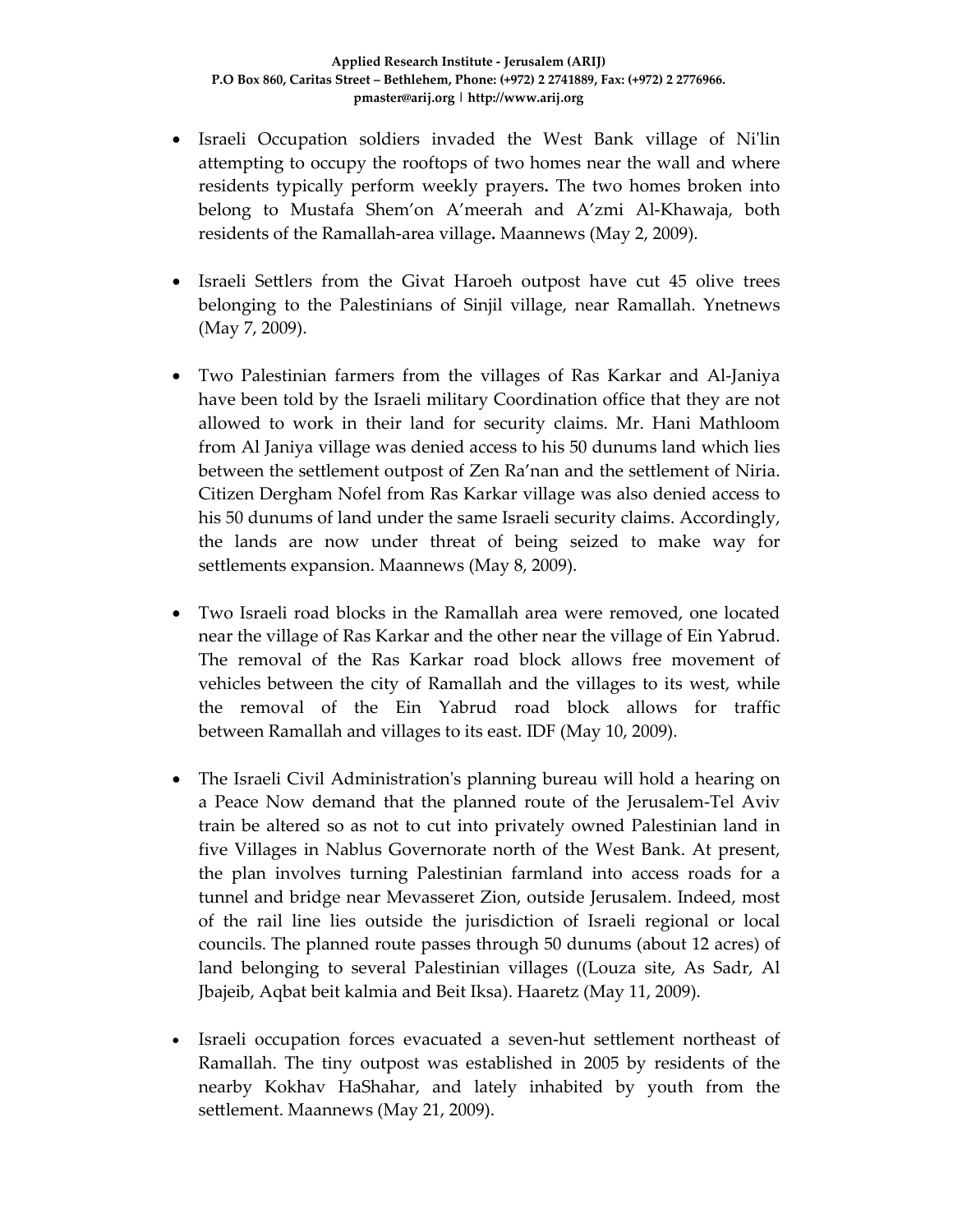- Israeli Occupation soldiers invaded the West Bank village of Ni'lin attempting to occupy the rooftops of two homes near the wall and where residents typically perform weekly prayers**.** The two homes broken into belong to Mustafa Shem'on A'meerah and A'zmi Al-Khawaja, both residents of the Ramallah-area village**.** Maannews (May 2, 2009).

- Israeli Settlers from the Givat Haroeh outpost have cut 45 olive trees belonging to the Palestinians of Sinjil village, near Ramallah. Ynetnews (May 7, 2009).

- Two Palestinian farmers from the villages of Ras Karkar and Al-Janiya have been told by the Israeli military Coordination office that they are not allowed to work in their land for security claims. Mr. Hani Mathloom from Al Janiya village was denied access to his 50 dunums land which lies between the settlement outpost of Zen Ra'nan and the settlement of Niria. Citizen Dergham Nofel from Ras Karkar village was also denied access to his 50 dunums of land under the same Israeli security claims. Accordingly, the lands are now under threat of being seized to make way for settlements expansion. Maannews (May 8, 2009).

- Two Israeli road blocks in the Ramallah area were removed, one located near the village of Ras Karkar and the other near the village of Ein Yabrud. The removal of the Ras Karkar road block allows free movement of vehicles between the city of Ramallah and the villages to its west, while the removal of the Ein Yabrud road block allows for traffic between Ramallah and villages to its east. IDF (May 10, 2009).

- The Israeli Civil Administration's planning bureau will hold a hearing on a Peace Now demand that the planned route of the Jerusalem-Tel Aviv train be altered so as not to cut into privately owned Palestinian land in five Villages in Nablus Governorate north of the West Bank. At present, the plan involves turning Palestinian farmland into access roads for a tunnel and bridge near Mevasseret Zion, outside Jerusalem. Indeed, most of the rail line lies outside the jurisdiction of Israeli regional or local councils. The planned route passes through 50 dunums (about 12 acres) of land belonging to several Palestinian villages ((Louza site, As Sadr, Al Jbajeib, Aqbat beit kalmia and Beit Iksa). Haaretz (May 11, 2009).

- Israeli occupation forces evacuated a seven-hut settlement northeast of Ramallah. The tiny outpost was established in 2005 by residents of the nearby Kokhav HaShahar, and lately inhabited by youth from the settlement. Maannews (May 21, 2009).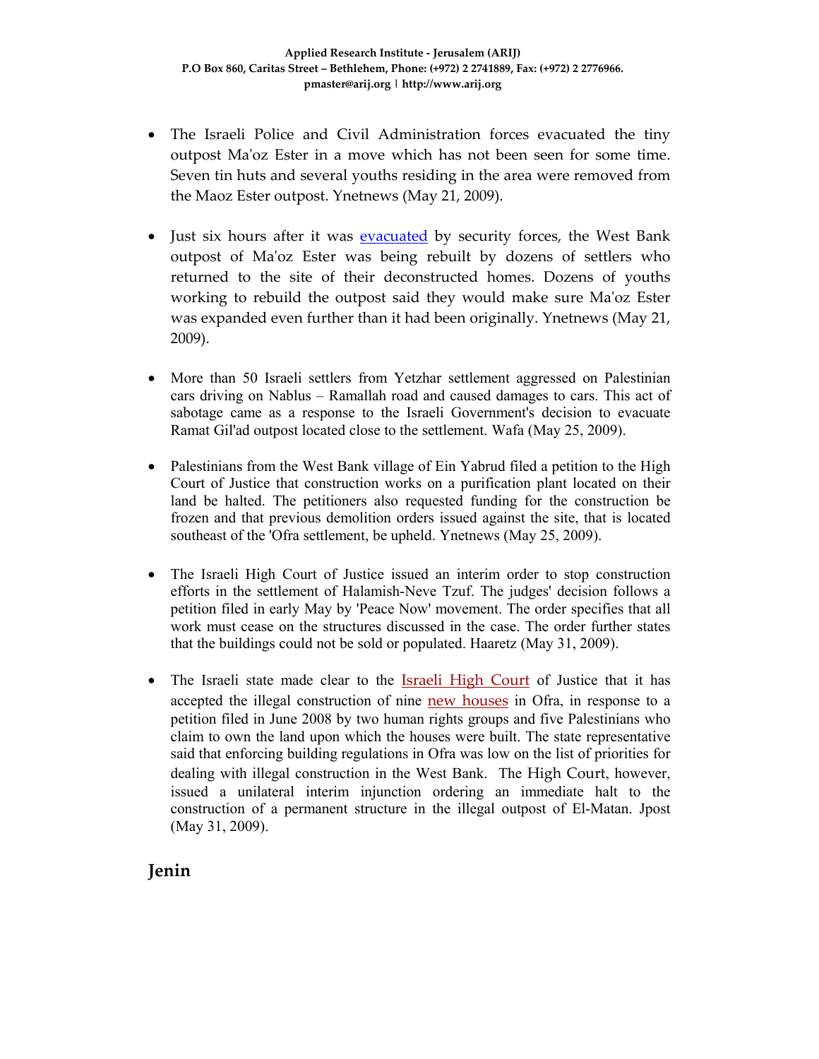- The Israeli Police and Civil Administration forces evacuated the tiny outpost Ma'oz Ester in a move which has not been seen for some time. Seven tin huts and several youths residing in the area were removed from the Maoz Ester outpost. Ynetnews (May 21, 2009).

- Just six hours after it was evacuated by security forces, the West Bank outpost of Ma'oz Ester was being rebuilt by dozens of settlers who returned to the site of their deconstructed homes. Dozens of youths working to rebuild the outpost said they would make sure Ma'oz Ester was expanded even further than it had been originally. Ynetnews (May 21, 2009).

- More than 50 Israeli settlers from Yetzhar settlement aggressed on Palestinian cars driving on Nablus – Ramallah road and caused damages to cars. This act of sabotage came as a response to the Israeli Government's decision to evacuate Ramat Gil'ad outpost located close to the settlement. Wafa (May 25, 2009).

- Palestinians from the West Bank village of Ein Yabrud filed a petition to the High Court of Justice that construction works on a purification plant located on their land be halted. The petitioners also requested funding for the construction be frozen and that previous demolition orders issued against the site, that is located southeast of the 'Ofra settlement, be upheld. Ynetnews (May 25, 2009).

- The Israeli High Court of Justice issued an interim order to stop construction efforts in the settlement of Halamish-Neve Tzuf. The judges' decision follows a petition filed in early May by 'Peace Now' movement. The order specifies that all work must cease on the structures discussed in the case. The order further states that the buildings could not be sold or populated. Haaretz (May 31, 2009).

- The Israeli state made clear to the Israeli High Court of Justice that it has accepted the illegal construction of nine new houses in Ofra, in response to a petition filed in June 2008 by two human rights groups and five Palestinians who claim to own the land upon which the houses were built. The state representative said that enforcing building regulations in Ofra was low on the list of priorities for dealing with illegal construction in the West Bank. The High Court, however, issued a unilateral interim injunction ordering an immediate halt to the construction of a permanent structure in the illegal outpost of El-Matan. Jpost (May 31, 2009).

## Jenin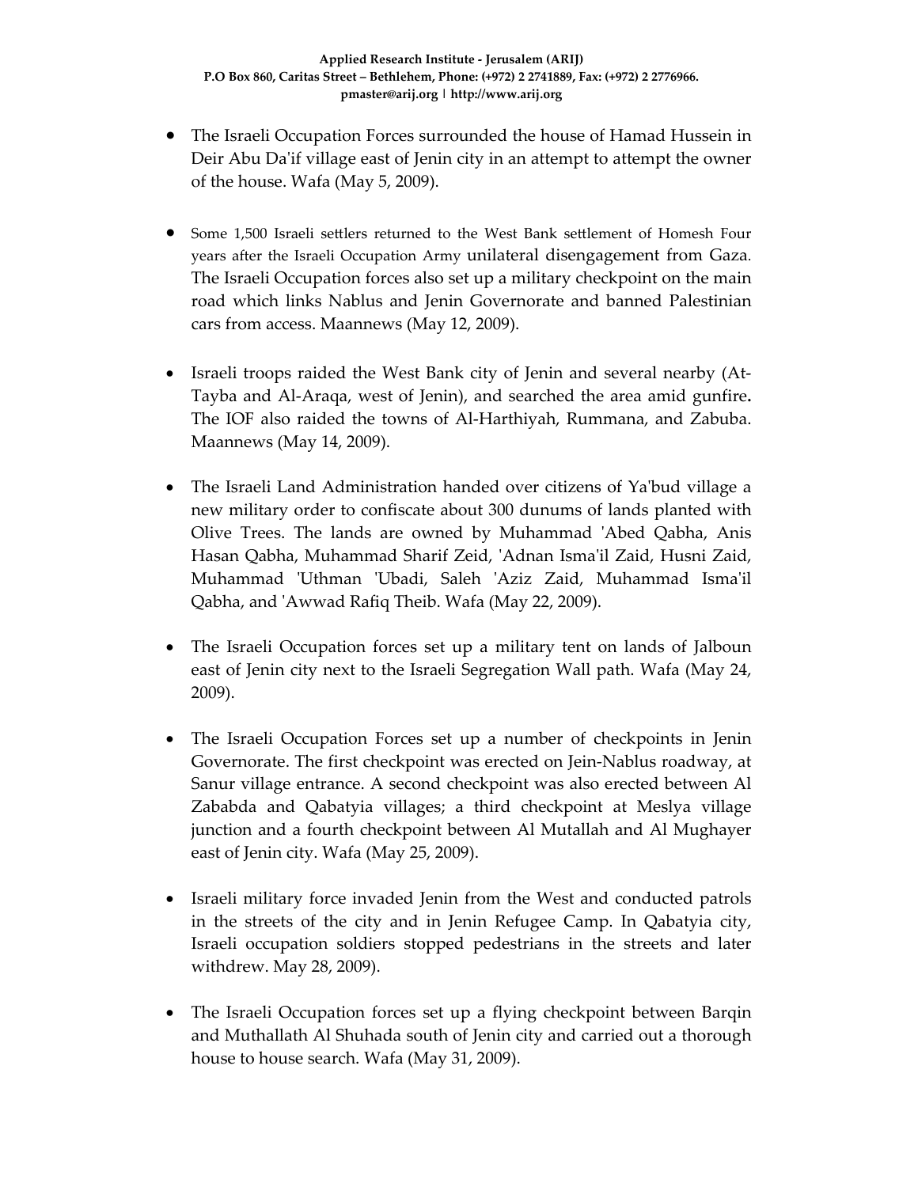- The Israeli Occupation Forces surrounded the house of Hamad Hussein in Deir Abu Da'if village east of Jenin city in an attempt to attempt the owner of the house. Wafa (May 5, 2009).

- Some 1,500 Israeli settlers returned to the West Bank settlement of Homesh Four years after the Israeli Occupation Army unilateral disengagement from Gaza. The Israeli Occupation forces also set up a military checkpoint on the main road which links Nablus and Jenin Governorate and banned Palestinian cars from access. Maannews (May 12, 2009).

- Israeli troops raided the West Bank city of Jenin and several nearby (At-Tayba and Al-Araqa, west of Jenin), and searched the area amid gunfire**.** The IOF also raided the towns of Al-Harthiyah, Rummana, and Zabuba. Maannews (May 14, 2009).

- The Israeli Land Administration handed over citizens of Ya'bud village a new military order to confiscate about 300 dunums of lands planted with Olive Trees. The lands are owned by Muhammad 'Abed Qabha, Anis Hasan Qabha, Muhammad Sharif Zeid, 'Adnan Isma'il Zaid, Husni Zaid, Muhammad 'Uthman 'Ubadi, Saleh 'Aziz Zaid, Muhammad Isma'il Qabha, and 'Awwad Rafiq Theib. Wafa (May 22, 2009).

- The Israeli Occupation forces set up a military tent on lands of Jalboun east of Jenin city next to the Israeli Segregation Wall path. Wafa (May 24, 2009).

- The Israeli Occupation Forces set up a number of checkpoints in Jenin Governorate. The first checkpoint was erected on Jein-Nablus roadway, at Sanur village entrance. A second checkpoint was also erected between Al Zababda and Qabatyia villages; a third checkpoint at Meslya village junction and a fourth checkpoint between Al Mutallah and Al Mughayer east of Jenin city. Wafa (May 25, 2009).

- Israeli military force invaded Jenin from the West and conducted patrols in the streets of the city and in Jenin Refugee Camp. In Qabatyia city, Israeli occupation soldiers stopped pedestrians in the streets and later withdrew. May 28, 2009).

- The Israeli Occupation forces set up a flying checkpoint between Barqin and Muthallath Al Shuhada south of Jenin city and carried out a thorough house to house search. Wafa (May 31, 2009).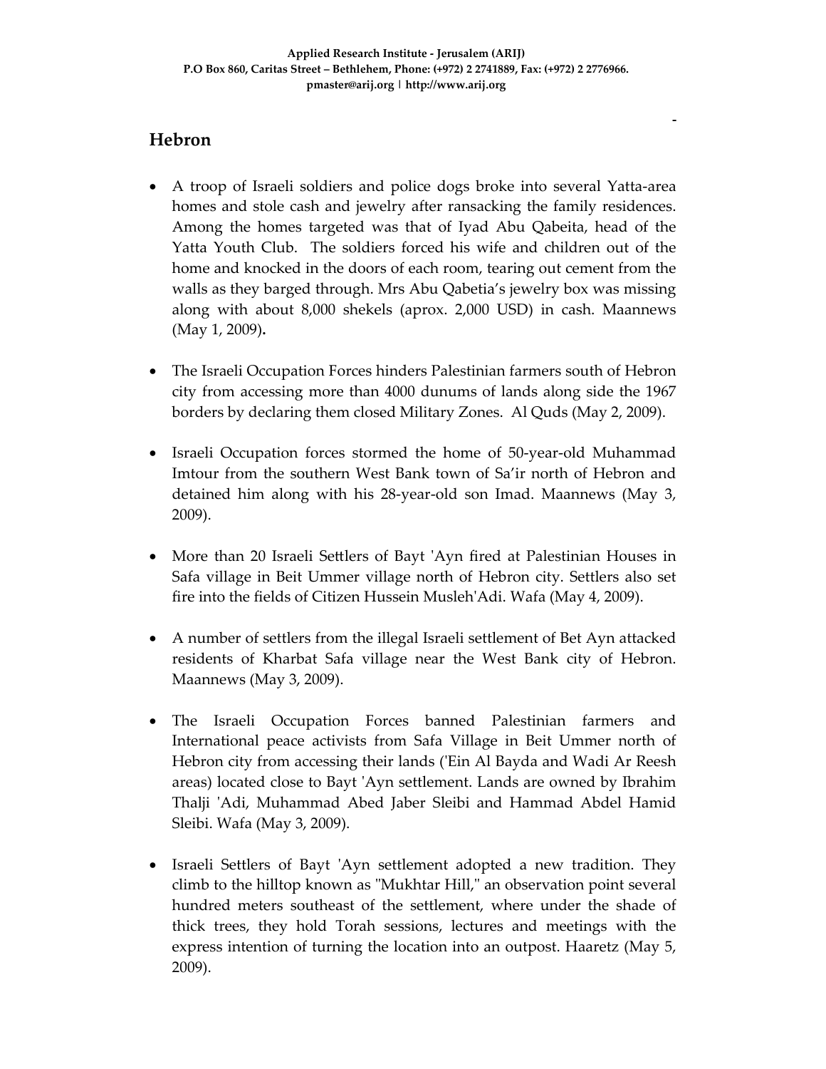## Hebron

- A troop of Israeli soldiers and police dogs broke into several Yatta-area homes and stole cash and jewelry after ransacking the family residences. Among the homes targeted was that of Iyad Abu Qabeita, head of the Yatta Youth Club. The soldiers forced his wife and children out of the home and knocked in the doors of each room, tearing out cement from the walls as they barged through. Mrs Abu Qabetia's jewelry box was missing along with about 8,000 shekels (aprox. 2,000 USD) in cash. Maannews (May 1, 2009)**.**

- The Israeli Occupation Forces hinders Palestinian farmers south of Hebron city from accessing more than 4000 dunums of lands along side the 1967 borders by declaring them closed Military Zones. Al Quds (May 2, 2009).

- Israeli Occupation forces stormed the home of 50-year-old Muhammad Imtour from the southern West Bank town of Sa'ir north of Hebron and detained him along with his 28-year-old son Imad. Maannews (May 3, 2009).

- More than 20 Israeli Settlers of Bayt 'Ayn fired at Palestinian Houses in Safa village in Beit Ummer village north of Hebron city. Settlers also set fire into the fields of Citizen Hussein Musleh'Adi. Wafa (May 4, 2009).

- A number of settlers from the illegal Israeli settlement of Bet Ayn attacked residents of Kharbat Safa village near the West Bank city of Hebron. Maannews (May 3, 2009).

- The Israeli Occupation Forces banned Palestinian farmers and International peace activists from Safa Village in Beit Ummer north of Hebron city from accessing their lands ('Ein Al Bayda and Wadi Ar Reesh areas) located close to Bayt 'Ayn settlement. Lands are owned by Ibrahim Thalji 'Adi, Muhammad Abed Jaber Sleibi and Hammad Abdel Hamid Sleibi. Wafa (May 3, 2009).

- Israeli Settlers of Bayt 'Ayn settlement adopted a new tradition. They climb to the hilltop known as "Mukhtar Hill," an observation point several hundred meters southeast of the settlement, where under the shade of thick trees, they hold Torah sessions, lectures and meetings with the express intention of turning the location into an outpost. Haaretz (May 5, 2009).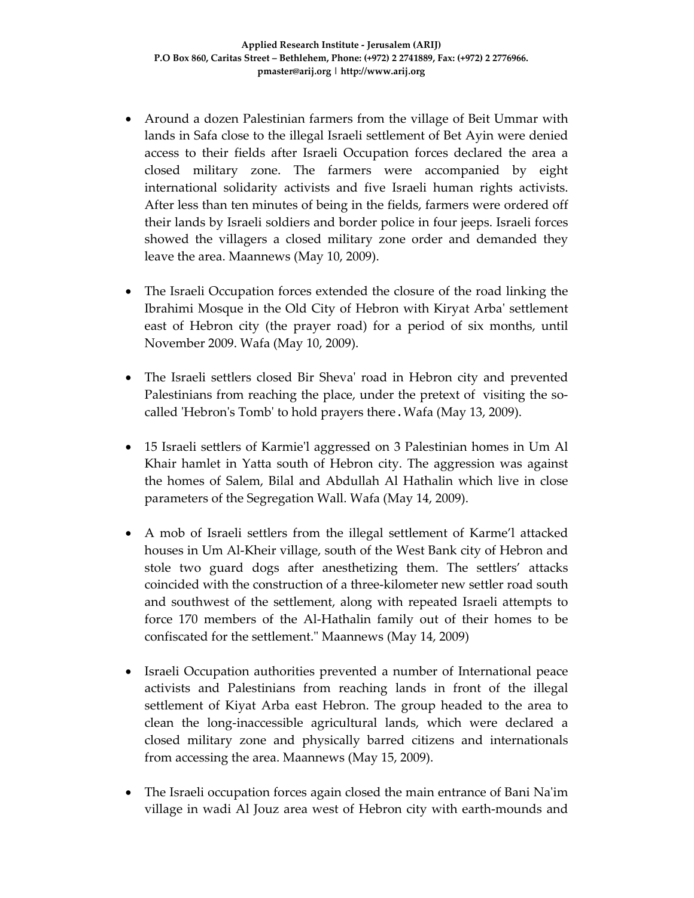- Around a dozen Palestinian farmers from the village of Beit Ummar with lands in Safa close to the illegal Israeli settlement of Bet Ayin were denied access to their fields after Israeli Occupation forces declared the area a closed military zone. The farmers were accompanied by eight international solidarity activists and five Israeli human rights activists. After less than ten minutes of being in the fields, farmers were ordered off their lands by Israeli soldiers and border police in four jeeps. Israeli forces showed the villagers a closed military zone order and demanded they leave the area. Maannews (May 10, 2009).

- The Israeli Occupation forces extended the closure of the road linking the Ibrahimi Mosque in the Old City of Hebron with Kiryat Arba' settlement east of Hebron city (the prayer road) for a period of six months, until November 2009. Wafa (May 10, 2009).

- The Israeli settlers closed Bir Sheva' road in Hebron city and prevented Palestinians from reaching the place, under the pretext of visiting the so-called 'Hebron's Tomb' to hold prayers there. Wafa (May 13, 2009).

- 15 Israeli settlers of Karmie'l aggressed on 3 Palestinian homes in Um Al Khair hamlet in Yatta south of Hebron city. The aggression was against the homes of Salem, Bilal and Abdullah Al Hathalin which live in close parameters of the Segregation Wall. Wafa (May 14, 2009).

- A mob of Israeli settlers from the illegal settlement of Karme'l attacked houses in Um Al-Kheir village, south of the West Bank city of Hebron and stole two guard dogs after anesthetizing them. The settlers' attacks coincided with the construction of a three-kilometer new settler road south and southwest of the settlement, along with repeated Israeli attempts to force 170 members of the Al-Hathalin family out of their homes to be confiscated for the settlement." Maannews (May 14, 2009)

- Israeli Occupation authorities prevented a number of International peace activists and Palestinians from reaching lands in front of the illegal settlement of Kiyat Arba east Hebron. The group headed to the area to clean the long-inaccessible agricultural lands, which were declared a closed military zone and physically barred citizens and internationals from accessing the area. Maannews (May 15, 2009).

- The Israeli occupation forces again closed the main entrance of Bani Na'im village in wadi Al Jouz area west of Hebron city with earth-mounds and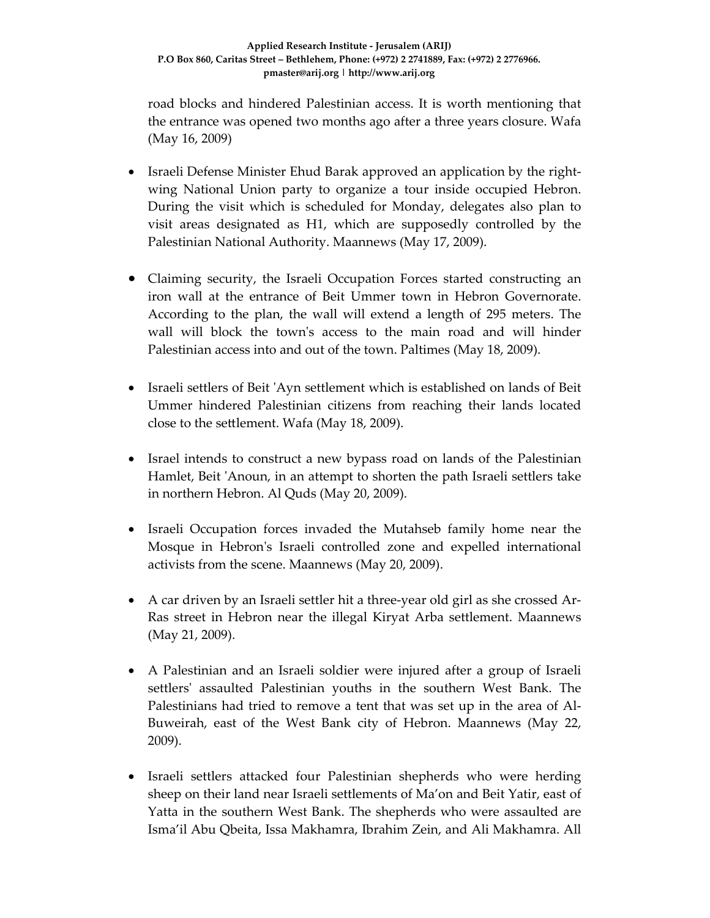road blocks and hindered Palestinian access. It is worth mentioning that the entrance was opened two months ago after a three years closure. Wafa (May 16, 2009)

- Israeli Defense Minister Ehud Barak approved an application by the right-wing National Union party to organize a tour inside occupied Hebron. During the visit which is scheduled for Monday, delegates also plan to visit areas designated as H1, which are supposedly controlled by the Palestinian National Authority. Maannews (May 17, 2009).

- Claiming security, the Israeli Occupation Forces started constructing an iron wall at the entrance of Beit Ummer town in Hebron Governorate. According to the plan, the wall will extend a length of 295 meters. The wall will block the town's access to the main road and will hinder Palestinian access into and out of the town. Paltimes (May 18, 2009).

- Israeli settlers of Beit 'Ayn settlement which is established on lands of Beit Ummer hindered Palestinian citizens from reaching their lands located close to the settlement. Wafa (May 18, 2009).

- Israel intends to construct a new bypass road on lands of the Palestinian Hamlet, Beit 'Anoun, in an attempt to shorten the path Israeli settlers take in northern Hebron. Al Quds (May 20, 2009).

- Israeli Occupation forces invaded the Mutahseb family home near the Mosque in Hebron's Israeli controlled zone and expelled international activists from the scene. Maannews (May 20, 2009).

- A car driven by an Israeli settler hit a three-year old girl as she crossed Ar-Ras street in Hebron near the illegal Kiryat Arba settlement. Maannews (May 21, 2009).

- A Palestinian and an Israeli soldier were injured after a group of Israeli settlers' assaulted Palestinian youths in the southern West Bank. The Palestinians had tried to remove a tent that was set up in the area of Al-Buweirah, east of the West Bank city of Hebron. Maannews (May 22, 2009).

- Israeli settlers attacked four Palestinian shepherds who were herding sheep on their land near Israeli settlements of Ma'on and Beit Yatir, east of Yatta in the southern West Bank. The shepherds who were assaulted are Isma'il Abu Qbeita, Issa Makhamra, Ibrahim Zein, and Ali Makhamra. All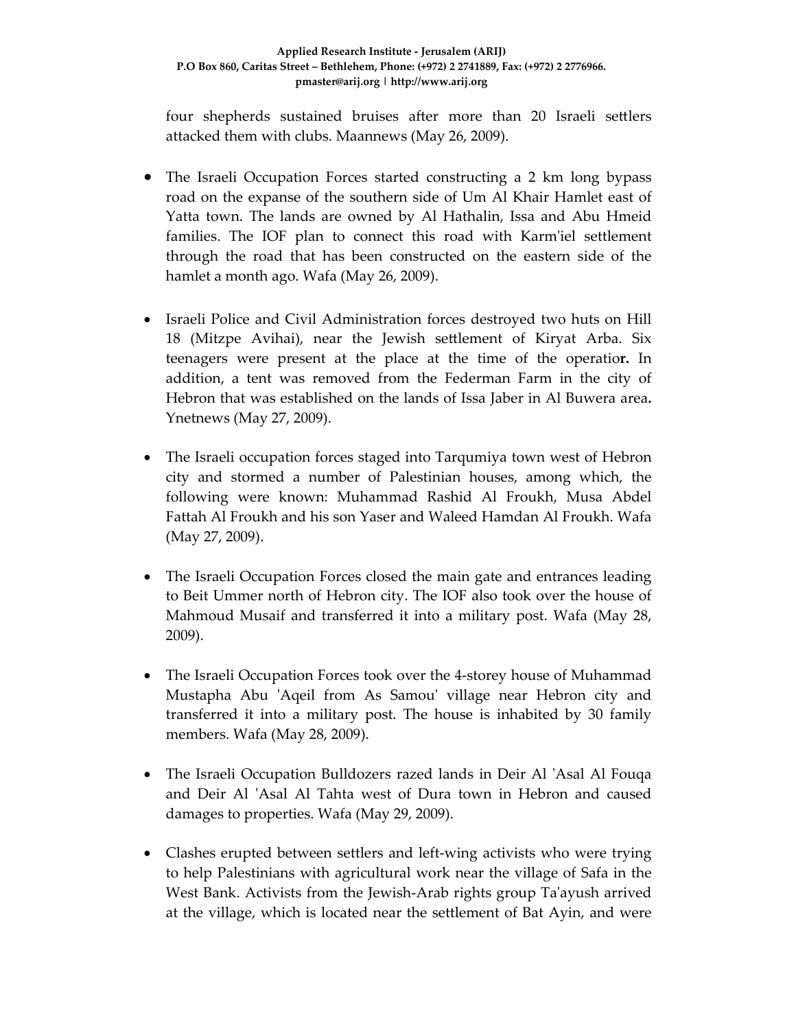four shepherds sustained bruises after more than 20 Israeli settlers attacked them with clubs. Maannews (May 26, 2009).

- The Israeli Occupation Forces started constructing a 2 km long bypass road on the expanse of the southern side of Um Al Khair Hamlet east of Yatta town. The lands are owned by Al Hathalin, Issa and Abu Hmeid families. The IOF plan to connect this road with Karm'iel settlement through the road that has been constructed on the eastern side of the hamlet a month ago. Wafa (May 26, 2009).

- Israeli Police and Civil Administration forces destroyed two huts on Hill 18 (Mitzpe Avihai), near the Jewish settlement of Kiryat Arba. Six teenagers were present at the place at the time of the operatio**r.** In addition, a tent was removed from the Federman Farm in the city of Hebron that was established on the lands of Issa Jaber in Al Buwera area**.** Ynetnews (May 27, 2009).

- The Israeli occupation forces staged into Tarqumiya town west of Hebron city and stormed a number of Palestinian houses, among which, the following were known: Muhammad Rashid Al Froukh, Musa Abdel Fattah Al Froukh and his son Yaser and Waleed Hamdan Al Froukh. Wafa (May 27, 2009).

- The Israeli Occupation Forces closed the main gate and entrances leading to Beit Ummer north of Hebron city. The IOF also took over the house of Mahmoud Musaif and transferred it into a military post. Wafa (May 28, 2009).

- The Israeli Occupation Forces took over the 4-storey house of Muhammad Mustapha Abu 'Aqeil from As Samou' village near Hebron city and transferred it into a military post. The house is inhabited by 30 family members. Wafa (May 28, 2009).

- The Israeli Occupation Bulldozers razed lands in Deir Al 'Asal Al Fouqa and Deir Al 'Asal Al Tahta west of Dura town in Hebron and caused damages to properties. Wafa (May 29, 2009).

- Clashes erupted between settlers and left-wing activists who were trying to help Palestinians with agricultural work near the village of Safa in the West Bank. Activists from the Jewish-Arab rights group Ta'ayush arrived at the village, which is located near the settlement of Bat Ayin, and were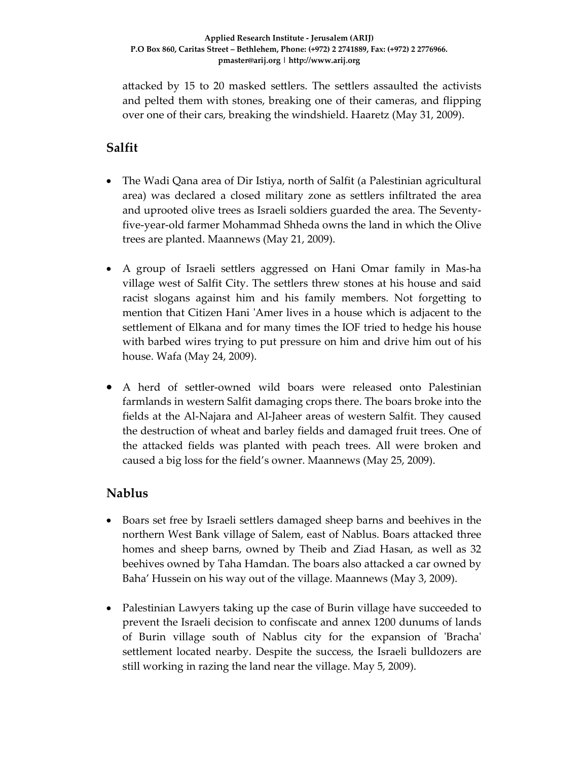attacked by 15 to 20 masked settlers. The settlers assaulted the activists and pelted them with stones, breaking one of their cameras, and flipping over one of their cars, breaking the windshield. Haaretz (May 31, 2009).

## Salfit

- The Wadi Qana area of Dir Istiya, north of Salfit (a Palestinian agricultural area) was declared a closed military zone as settlers infiltrated the area and uprooted olive trees as Israeli soldiers guarded the area. The Seventy-five-year-old farmer Mohammad Shheda owns the land in which the Olive trees are planted. Maannews (May 21, 2009).

- A group of Israeli settlers aggressed on Hani Omar family in Mas-ha village west of Salfit City. The settlers threw stones at his house and said racist slogans against him and his family members. Not forgetting to mention that Citizen Hani 'Amer lives in a house which is adjacent to the settlement of Elkana and for many times the IOF tried to hedge his house with barbed wires trying to put pressure on him and drive him out of his house. Wafa (May 24, 2009).

- A herd of settler-owned wild boars were released onto Palestinian farmlands in western Salfit damaging crops there. The boars broke into the fields at the Al-Najara and Al-Jaheer areas of western Salfit. They caused the destruction of wheat and barley fields and damaged fruit trees. One of the attacked fields was planted with peach trees. All were broken and caused a big loss for the field's owner. Maannews (May 25, 2009).

## Nablus

- Boars set free by Israeli settlers damaged sheep barns and beehives in the northern West Bank village of Salem, east of Nablus. Boars attacked three homes and sheep barns, owned by Theib and Ziad Hasan, as well as 32 beehives owned by Taha Hamdan. The boars also attacked a car owned by Baha' Hussein on his way out of the village. Maannews (May 3, 2009).

- Palestinian Lawyers taking up the case of Burin village have succeeded to prevent the Israeli decision to confiscate and annex 1200 dunums of lands of Burin village south of Nablus city for the expansion of 'Bracha' settlement located nearby. Despite the success, the Israeli bulldozers are still working in razing the land near the village. May 5, 2009).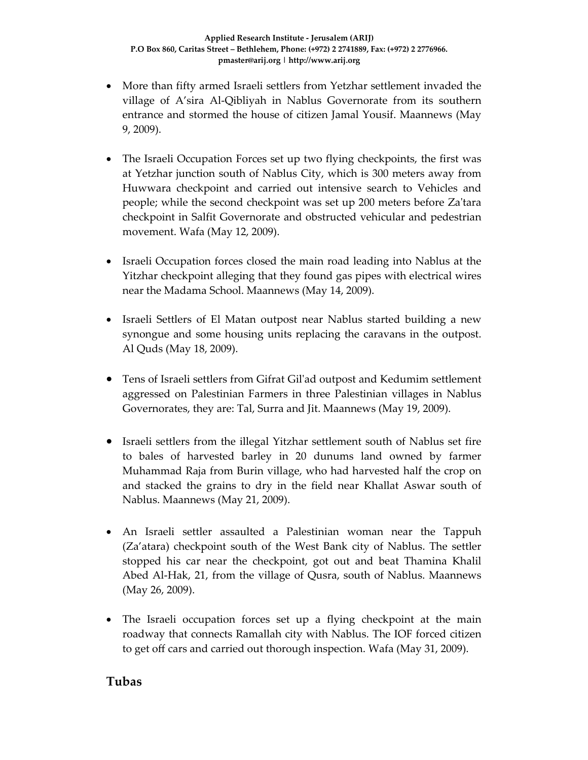- More than fifty armed Israeli settlers from Yetzhar settlement invaded the village of A'sira Al-Qibliyah in Nablus Governorate from its southern entrance and stormed the house of citizen Jamal Yousif. Maannews (May 9, 2009).

- The Israeli Occupation Forces set up two flying checkpoints, the first was at Yetzhar junction south of Nablus City, which is 300 meters away from Huwwara checkpoint and carried out intensive search to Vehicles and people; while the second checkpoint was set up 200 meters before Za'tara checkpoint in Salfit Governorate and obstructed vehicular and pedestrian movement. Wafa (May 12, 2009).

- Israeli Occupation forces closed the main road leading into Nablus at the Yitzhar checkpoint alleging that they found gas pipes with electrical wires near the Madama School. Maannews (May 14, 2009).

- Israeli Settlers of El Matan outpost near Nablus started building a new synongue and some housing units replacing the caravans in the outpost. Al Quds (May 18, 2009).

- Tens of Israeli settlers from Gifrat Gil'ad outpost and Kedumim settlement aggressed on Palestinian Farmers in three Palestinian villages in Nablus Governorates, they are: Tal, Surra and Jit. Maannews (May 19, 2009).

- Israeli settlers from the illegal Yitzhar settlement south of Nablus set fire to bales of harvested barley in 20 dunums land owned by farmer Muhammad Raja from Burin village, who had harvested half the crop on and stacked the grains to dry in the field near Khallat Aswar south of Nablus. Maannews (May 21, 2009).

- An Israeli settler assaulted a Palestinian woman near the Tappuh (Za'atara) checkpoint south of the West Bank city of Nablus. The settler stopped his car near the checkpoint, got out and beat Thamina Khalil Abed Al-Hak, 21, from the village of Qusra, south of Nablus. Maannews (May 26, 2009).

- The Israeli occupation forces set up a flying checkpoint at the main roadway that connects Ramallah city with Nablus. The IOF forced citizen to get off cars and carried out thorough inspection. Wafa (May 31, 2009).

## Tubas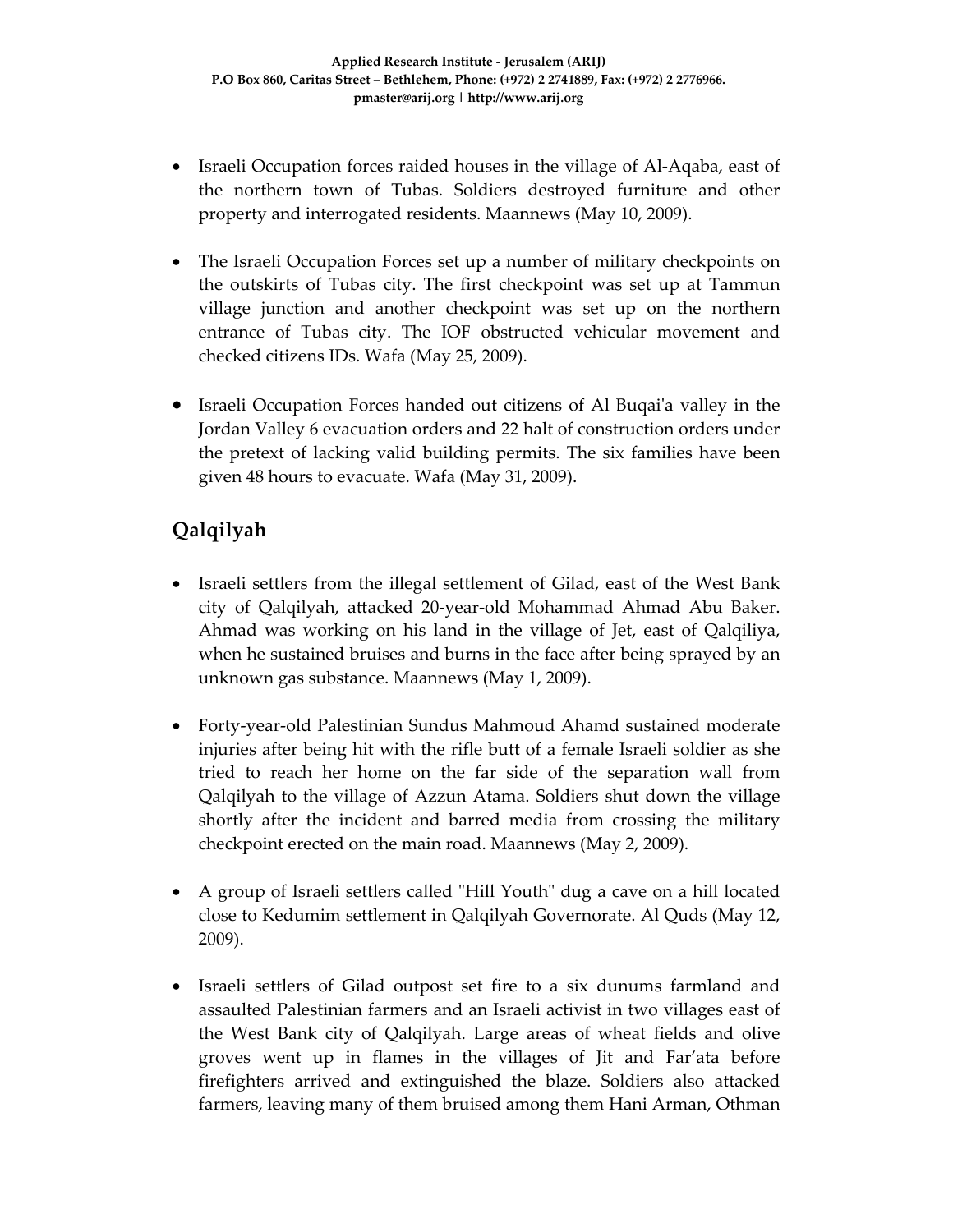- Israeli Occupation forces raided houses in the village of Al-Aqaba, east of the northern town of Tubas. Soldiers destroyed furniture and other property and interrogated residents. Maannews (May 10, 2009).

- The Israeli Occupation Forces set up a number of military checkpoints on the outskirts of Tubas city. The first checkpoint was set up at Tammun village junction and another checkpoint was set up on the northern entrance of Tubas city. The IOF obstructed vehicular movement and checked citizens IDs. Wafa (May 25, 2009).

- Israeli Occupation Forces handed out citizens of Al Buqai'a valley in the Jordan Valley 6 evacuation orders and 22 halt of construction orders under the pretext of lacking valid building permits. The six families have been given 48 hours to evacuate. Wafa (May 31, 2009).

## Qalqilyah

- Israeli settlers from the illegal settlement of Gilad, east of the West Bank city of Qalqilyah, attacked 20-year-old Mohammad Ahmad Abu Baker. Ahmad was working on his land in the village of Jet, east of Qalqiliya, when he sustained bruises and burns in the face after being sprayed by an unknown gas substance. Maannews (May 1, 2009).

- Forty-year-old Palestinian Sundus Mahmoud Ahamd sustained moderate injuries after being hit with the rifle butt of a female Israeli soldier as she tried to reach her home on the far side of the separation wall from Qalqilyah to the village of Azzun Atama. Soldiers shut down the village shortly after the incident and barred media from crossing the military checkpoint erected on the main road. Maannews (May 2, 2009).

- A group of Israeli settlers called "Hill Youth" dug a cave on a hill located close to Kedumim settlement in Qalqilyah Governorate. Al Quds (May 12, 2009).

- Israeli settlers of Gilad outpost set fire to a six dunums farmland and assaulted Palestinian farmers and an Israeli activist in two villages east of the West Bank city of Qalqilyah. Large areas of wheat fields and olive groves went up in flames in the villages of Jit and Far'ata before firefighters arrived and extinguished the blaze. Soldiers also attacked farmers, leaving many of them bruised among them Hani Arman, Othman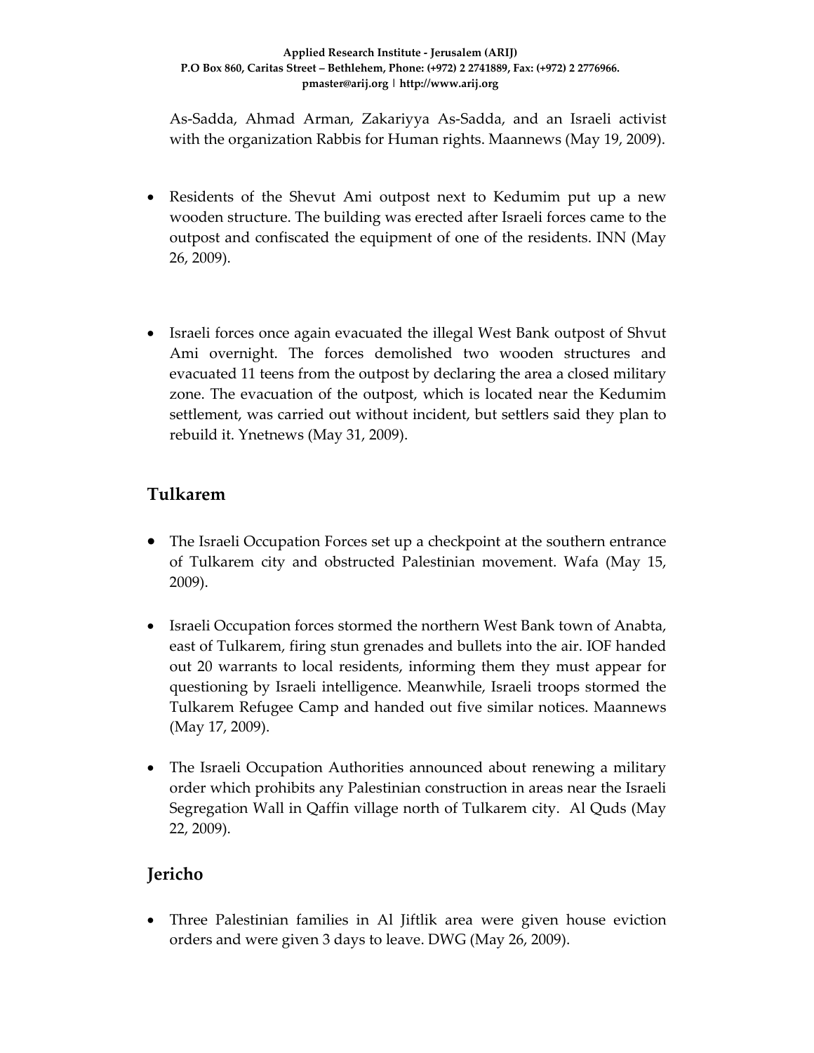As-Sadda, Ahmad Arman, Zakariyya As-Sadda, and an Israeli activist with the organization Rabbis for Human rights. Maannews (May 19, 2009).

- Residents of the Shevut Ami outpost next to Kedumim put up a new wooden structure. The building was erected after Israeli forces came to the outpost and confiscated the equipment of one of the residents. INN (May 26, 2009).

- Israeli forces once again evacuated the illegal West Bank outpost of Shvut Ami overnight. The forces demolished two wooden structures and evacuated 11 teens from the outpost by declaring the area a closed military zone. The evacuation of the outpost, which is located near the Kedumim settlement, was carried out without incident, but settlers said they plan to rebuild it. Ynetnews (May 31, 2009).

## Tulkarem

- The Israeli Occupation Forces set up a checkpoint at the southern entrance of Tulkarem city and obstructed Palestinian movement. Wafa (May 15, 2009).

- Israeli Occupation forces stormed the northern West Bank town of Anabta, east of Tulkarem, firing stun grenades and bullets into the air. IOF handed out 20 warrants to local residents, informing them they must appear for questioning by Israeli intelligence. Meanwhile, Israeli troops stormed the Tulkarem Refugee Camp and handed out five similar notices. Maannews (May 17, 2009).

- The Israeli Occupation Authorities announced about renewing a military order which prohibits any Palestinian construction in areas near the Israeli Segregation Wall in Qaffin village north of Tulkarem city. Al Quds (May 22, 2009).

## Jericho

- Three Palestinian families in Al Jiftlik area were given house eviction orders and were given 3 days to leave. DWG (May 26, 2009).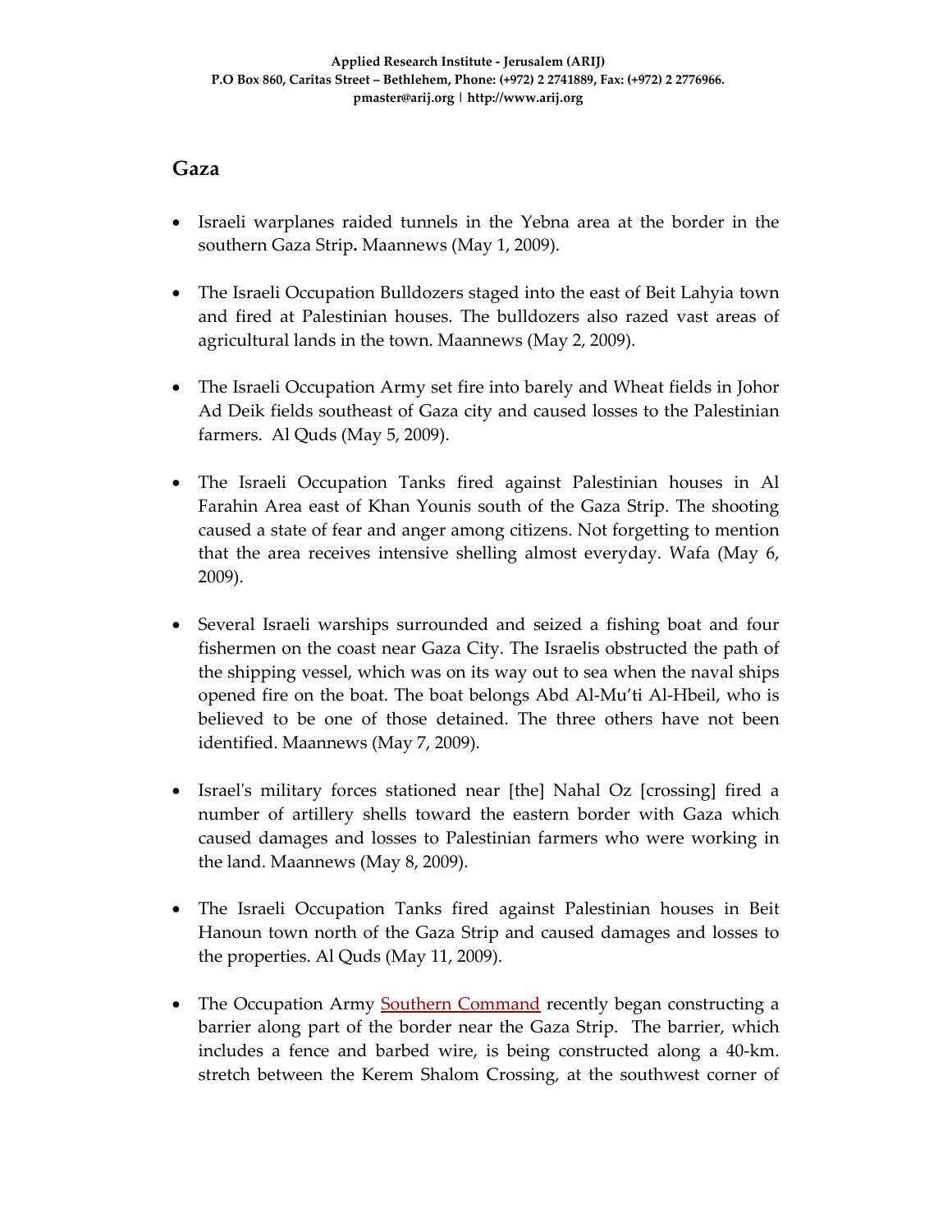## Gaza

- Israeli warplanes raided tunnels in the Yebna area at the border in the southern Gaza Strip**.** Maannews (May 1, 2009).
- The Israeli Occupation Bulldozers staged into the east of Beit Lahyia town and fired at Palestinian houses. The bulldozers also razed vast areas of agricultural lands in the town. Maannews (May 2, 2009).
- The Israeli Occupation Army set fire into barely and Wheat fields in Johor Ad Deik fields southeast of Gaza city and caused losses to the Palestinian farmers. Al Quds (May 5, 2009).
- The Israeli Occupation Tanks fired against Palestinian houses in Al Farahin Area east of Khan Younis south of the Gaza Strip. The shooting caused a state of fear and anger among citizens. Not forgetting to mention that the area receives intensive shelling almost everyday. Wafa (May 6, 2009).
- Several Israeli warships surrounded and seized a fishing boat and four fishermen on the coast near Gaza City. The Israelis obstructed the path of the shipping vessel, which was on its way out to sea when the naval ships opened fire on the boat. The boat belongs Abd Al-Mu'ti Al-Hbeil, who is believed to be one of those detained. The three others have not been identified. Maannews (May 7, 2009).
- Israel's military forces stationed near [the] Nahal Oz [crossing] fired a number of artillery shells toward the eastern border with Gaza which caused damages and losses to Palestinian farmers who were working in the land. Maannews (May 8, 2009).
- The Israeli Occupation Tanks fired against Palestinian houses in Beit Hanoun town north of the Gaza Strip and caused damages and losses to the properties. Al Quds (May 11, 2009).
- The Occupation Army Southern Command recently began constructing a barrier along part of the border near the Gaza Strip. The barrier, which includes a fence and barbed wire, is being constructed along a 40-km. stretch between the Kerem Shalom Crossing, at the southwest corner of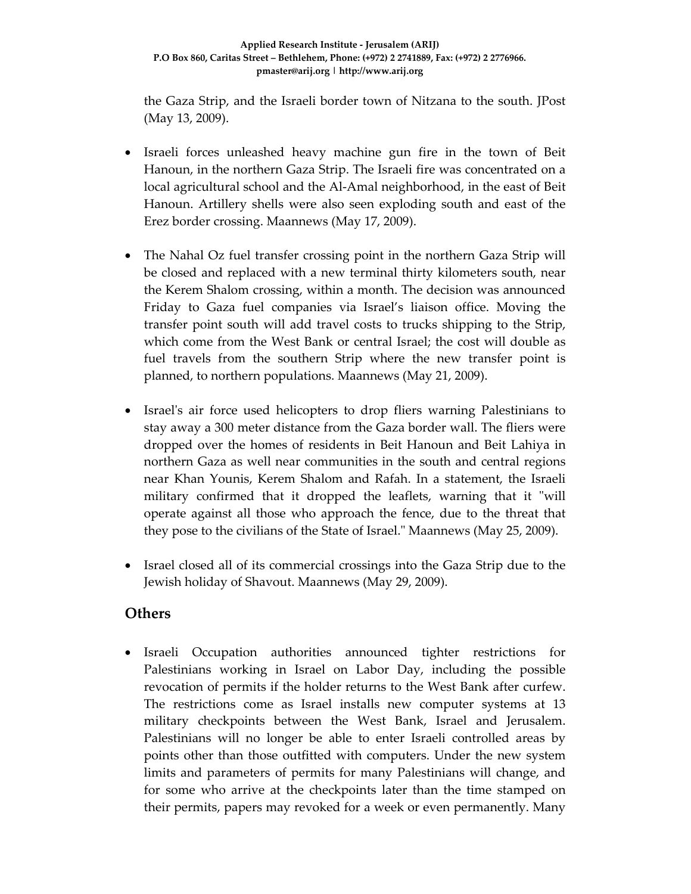the Gaza Strip, and the Israeli border town of Nitzana to the south. JPost (May 13, 2009).

- Israeli forces unleashed heavy machine gun fire in the town of Beit Hanoun, in the northern Gaza Strip. The Israeli fire was concentrated on a local agricultural school and the Al-Amal neighborhood, in the east of Beit Hanoun. Artillery shells were also seen exploding south and east of the Erez border crossing. Maannews (May 17, 2009).

- The Nahal Oz fuel transfer crossing point in the northern Gaza Strip will be closed and replaced with a new terminal thirty kilometers south, near the Kerem Shalom crossing, within a month. The decision was announced Friday to Gaza fuel companies via Israel's liaison office. Moving the transfer point south will add travel costs to trucks shipping to the Strip, which come from the West Bank or central Israel; the cost will double as fuel travels from the southern Strip where the new transfer point is planned, to northern populations. Maannews (May 21, 2009).

- Israel's air force used helicopters to drop fliers warning Palestinians to stay away a 300 meter distance from the Gaza border wall. The fliers were dropped over the homes of residents in Beit Hanoun and Beit Lahiya in northern Gaza as well near communities in the south and central regions near Khan Younis, Kerem Shalom and Rafah. In a statement, the Israeli military confirmed that it dropped the leaflets, warning that it "will operate against all those who approach the fence, due to the threat that they pose to the civilians of the State of Israel." Maannews (May 25, 2009).

- Israel closed all of its commercial crossings into the Gaza Strip due to the Jewish holiday of Shavout. Maannews (May 29, 2009).

## Others

- Israeli Occupation authorities announced tighter restrictions for Palestinians working in Israel on Labor Day, including the possible revocation of permits if the holder returns to the West Bank after curfew. The restrictions come as Israel installs new computer systems at 13 military checkpoints between the West Bank, Israel and Jerusalem. Palestinians will no longer be able to enter Israeli controlled areas by points other than those outfitted with computers. Under the new system limits and parameters of permits for many Palestinians will change, and for some who arrive at the checkpoints later than the time stamped on their permits, papers may revoked for a week or even permanently. Many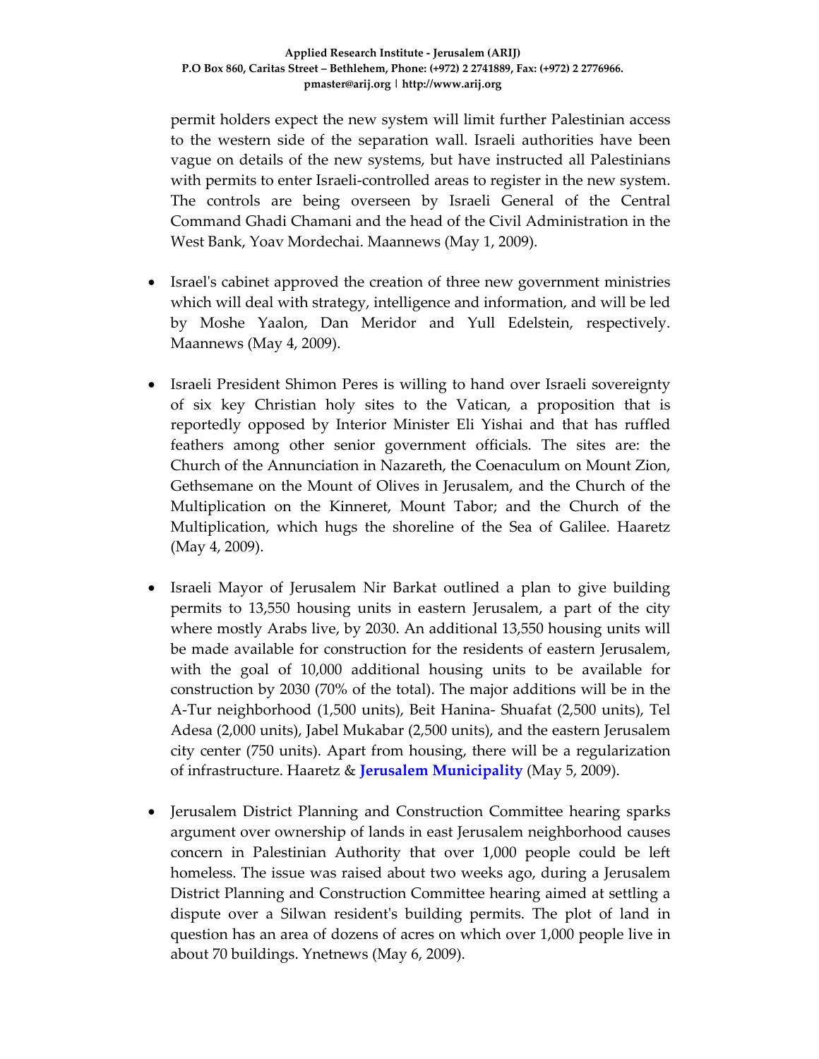permit holders expect the new system will limit further Palestinian access to the western side of the separation wall. Israeli authorities have been vague on details of the new systems, but have instructed all Palestinians with permits to enter Israeli-controlled areas to register in the new system. The controls are being overseen by Israeli General of the Central Command Ghadi Chamani and the head of the Civil Administration in the West Bank, Yoav Mordechai. Maannews (May 1, 2009).

- Israel's cabinet approved the creation of three new government ministries which will deal with strategy, intelligence and information, and will be led by Moshe Yaalon, Dan Meridor and Yull Edelstein, respectively. Maannews (May 4, 2009).

- Israeli President Shimon Peres is willing to hand over Israeli sovereignty of six key Christian holy sites to the Vatican, a proposition that is reportedly opposed by Interior Minister Eli Yishai and that has ruffled feathers among other senior government officials. The sites are: the Church of the Annunciation in Nazareth, the Coenaculum on Mount Zion, Gethsemane on the Mount of Olives in Jerusalem, and the Church of the Multiplication on the Kinneret, Mount Tabor; and the Church of the Multiplication, which hugs the shoreline of the Sea of Galilee. Haaretz (May 4, 2009).

- Israeli Mayor of Jerusalem Nir Barkat outlined a plan to give building permits to 13,550 housing units in eastern Jerusalem, a part of the city where mostly Arabs live, by 2030. An additional 13,550 housing units will be made available for construction for the residents of eastern Jerusalem, with the goal of 10,000 additional housing units to be available for construction by 2030 (70% of the total). The major additions will be in the A-Tur neighborhood (1,500 units), Beit Hanina- Shuafat (2,500 units), Tel Adesa (2,000 units), Jabel Mukabar (2,500 units), and the eastern Jerusalem city center (750 units). Apart from housing, there will be a regularization of infrastructure. Haaretz & **Jerusalem Municipality** (May 5, 2009).

- Jerusalem District Planning and Construction Committee hearing sparks argument over ownership of lands in east Jerusalem neighborhood causes concern in Palestinian Authority that over 1,000 people could be left homeless. The issue was raised about two weeks ago, during a Jerusalem District Planning and Construction Committee hearing aimed at settling a dispute over a Silwan resident's building permits. The plot of land in question has an area of dozens of acres on which over 1,000 people live in about 70 buildings. Ynetnews (May 6, 2009).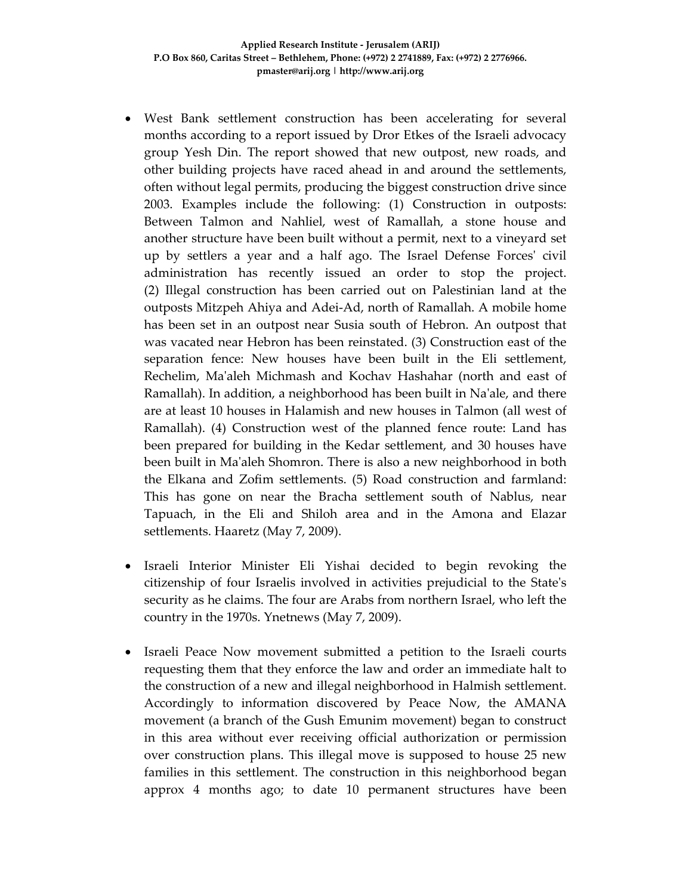- West Bank settlement construction has been accelerating for several months according to a report issued by Dror Etkes of the Israeli advocacy group Yesh Din. The report showed that new outpost, new roads, and other building projects have raced ahead in and around the settlements, often without legal permits, producing the biggest construction drive since 2003. Examples include the following: (1) Construction in outposts: Between Talmon and Nahliel, west of Ramallah, a stone house and another structure have been built without a permit, next to a vineyard set up by settlers a year and a half ago. The Israel Defense Forces' civil administration has recently issued an order to stop the project. (2) Illegal construction has been carried out on Palestinian land at the outposts Mitzpeh Ahiya and Adei-Ad, north of Ramallah. A mobile home has been set in an outpost near Susia south of Hebron. An outpost that was vacated near Hebron has been reinstated. (3) Construction east of the separation fence: New houses have been built in the Eli settlement, Rechelim, Ma'aleh Michmash and Kochav Hashahar (north and east of Ramallah). In addition, a neighborhood has been built in Na'ale, and there are at least 10 houses in Halamish and new houses in Talmon (all west of Ramallah). (4) Construction west of the planned fence route: Land has been prepared for building in the Kedar settlement, and 30 houses have been built in Ma'aleh Shomron. There is also a new neighborhood in both the Elkana and Zofim settlements. (5) Road construction and farmland: This has gone on near the Bracha settlement south of Nablus, near Tapuach, in the Eli and Shiloh area and in the Amona and Elazar settlements. Haaretz (May 7, 2009).

- Israeli Interior Minister Eli Yishai decided to begin revoking the citizenship of four Israelis involved in activities prejudicial to the State's security as he claims. The four are Arabs from northern Israel, who left the country in the 1970s. Ynetnews (May 7, 2009).

- Israeli Peace Now movement submitted a petition to the Israeli courts requesting them that they enforce the law and order an immediate halt to the construction of a new and illegal neighborhood in Halmish settlement. Accordingly to information discovered by Peace Now, the AMANA movement (a branch of the Gush Emunim movement) began to construct in this area without ever receiving official authorization or permission over construction plans. This illegal move is supposed to house 25 new families in this settlement. The construction in this neighborhood began approx 4 months ago; to date 10 permanent structures have been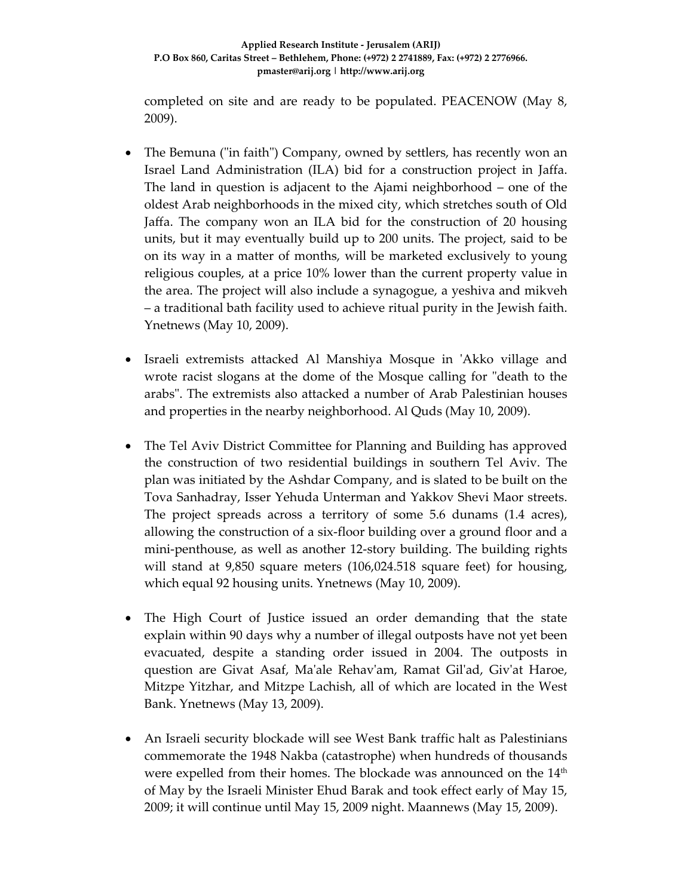completed on site and are ready to be populated. PEACENOW (May 8, 2009).

- The Bemuna ("in faith") Company, owned by settlers, has recently won an Israel Land Administration (ILA) bid for a construction project in Jaffa. The land in question is adjacent to the Ajami neighborhood – one of the oldest Arab neighborhoods in the mixed city, which stretches south of Old Jaffa. The company won an ILA bid for the construction of 20 housing units, but it may eventually build up to 200 units. The project, said to be on its way in a matter of months, will be marketed exclusively to young religious couples, at a price 10% lower than the current property value in the area. The project will also include a synagogue, a yeshiva and mikveh – a traditional bath facility used to achieve ritual purity in the Jewish faith. Ynetnews (May 10, 2009).

- Israeli extremists attacked Al Manshiya Mosque in 'Akko village and wrote racist slogans at the dome of the Mosque calling for "death to the arabs". The extremists also attacked a number of Arab Palestinian houses and properties in the nearby neighborhood. Al Quds (May 10, 2009).

- The Tel Aviv District Committee for Planning and Building has approved the construction of two residential buildings in southern Tel Aviv. The plan was initiated by the Ashdar Company, and is slated to be built on the Tova Sanhadray, Isser Yehuda Unterman and Yakkov Shevi Maor streets. The project spreads across a territory of some 5.6 dunams (1.4 acres), allowing the construction of a six-floor building over a ground floor and a mini-penthouse, as well as another 12-story building. The building rights will stand at 9,850 square meters (106,024.518 square feet) for housing, which equal 92 housing units. Ynetnews (May 10, 2009).

- The High Court of Justice issued an order demanding that the state explain within 90 days why a number of illegal outposts have not yet been evacuated, despite a standing order issued in 2004. The outposts in question are Givat Asaf, Ma'ale Rehav'am, Ramat Gil'ad, Giv'at Haroe, Mitzpe Yitzhar, and Mitzpe Lachish, all of which are located in the West Bank. Ynetnews (May 13, 2009).

- An Israeli security blockade will see West Bank traffic halt as Palestinians commemorate the 1948 Nakba (catastrophe) when hundreds of thousands were expelled from their homes. The blockade was announced on the 14th of May by the Israeli Minister Ehud Barak and took effect early of May 15, 2009; it will continue until May 15, 2009 night. Maannews (May 15, 2009).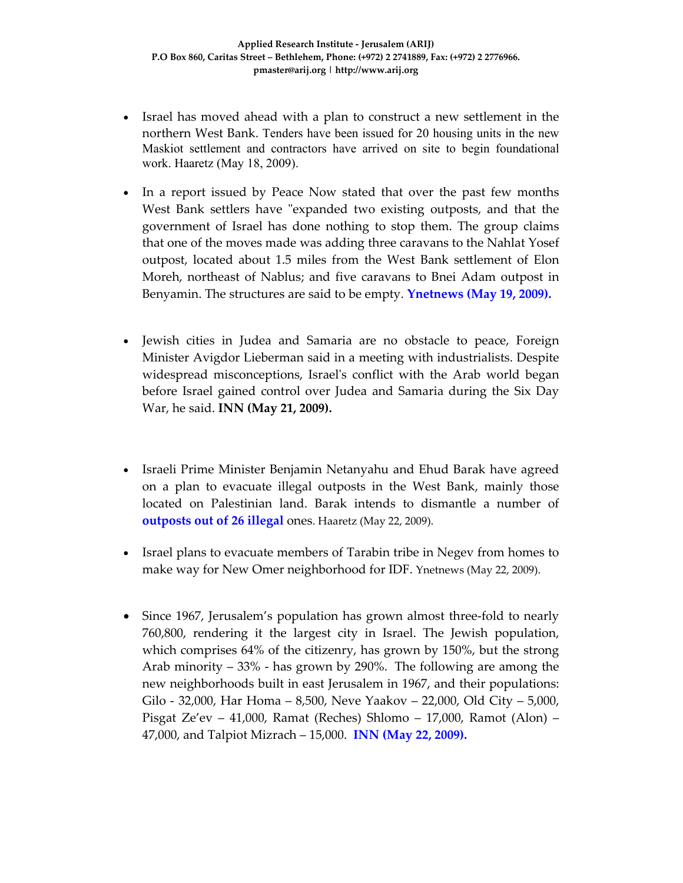- Israel has moved ahead with a plan to construct a new settlement in the northern West Bank. Tenders have been issued for 20 housing units in the new Maskiot settlement and contractors have arrived on site to begin foundational work. Haaretz (May 18, 2009).

- In a report issued by Peace Now stated that over the past few months West Bank settlers have "expanded two existing outposts, and that the government of Israel has done nothing to stop them. The group claims that one of the moves made was adding three caravans to the Nahlat Yosef outpost, located about 1.5 miles from the West Bank settlement of Elon Moreh, northeast of Nablus; and five caravans to Bnei Adam outpost in Benyamin. The structures are said to be empty. **Ynetnews (May 19, 2009).**

- Jewish cities in Judea and Samaria are no obstacle to peace, Foreign Minister Avigdor Lieberman said in a meeting with industrialists. Despite widespread misconceptions, Israel's conflict with the Arab world began before Israel gained control over Judea and Samaria during the Six Day War, he said. **INN (May 21, 2009).**

- Israeli Prime Minister Benjamin Netanyahu and Ehud Barak have agreed on a plan to evacuate illegal outposts in the West Bank, mainly those located on Palestinian land. Barak intends to dismantle a number of **outposts out of 26 illegal** ones. Haaretz (May 22, 2009).

- Israel plans to evacuate members of Tarabin tribe in Negev from homes to make way for New Omer neighborhood for IDF. Ynetnews (May 22, 2009).

- Since 1967, Jerusalem's population has grown almost three-fold to nearly 760,800, rendering it the largest city in Israel. The Jewish population, which comprises 64% of the citizenry, has grown by 150%, but the strong Arab minority – 33% - has grown by 290%. The following are among the new neighborhoods built in east Jerusalem in 1967, and their populations: Gilo - 32,000, Har Homa – 8,500, Neve Yaakov – 22,000, Old City – 5,000, Pisgat Ze'ev – 41,000, Ramat (Reches) Shlomo – 17,000, Ramot (Alon) – 47,000, and Talpiot Mizrach – 15,000. **INN (May 22, 2009).**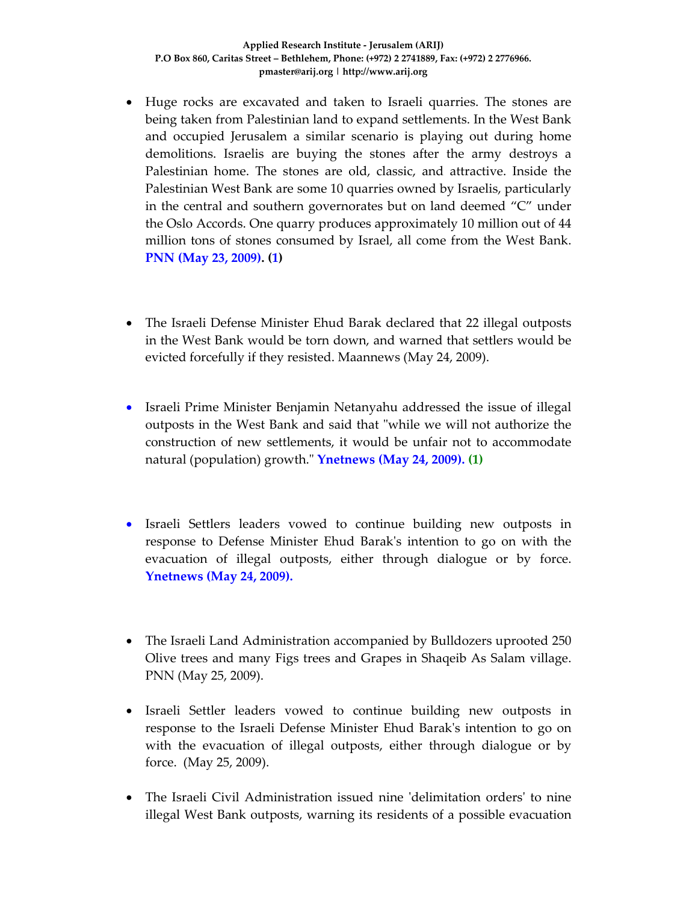- Huge rocks are excavated and taken to Israeli quarries. The stones are being taken from Palestinian land to expand settlements. In the West Bank and occupied Jerusalem a similar scenario is playing out during home demolitions. Israelis are buying the stones after the army destroys a Palestinian home. The stones are old, classic, and attractive. Inside the Palestinian West Bank are some 10 quarries owned by Israelis, particularly in the central and southern governorates but on land deemed "C" under the Oslo Accords. One quarry produces approximately 10 million out of 44 million tons of stones consumed by Israel, all come from the West Bank. **PNN (May 23, 2009). (1)**

- The Israeli Defense Minister Ehud Barak declared that 22 illegal outposts in the West Bank would be torn down, and warned that settlers would be evicted forcefully if they resisted. Maannews (May 24, 2009).

- Israeli Prime Minister Benjamin Netanyahu addressed the issue of illegal outposts in the West Bank and said that "while we will not authorize the construction of new settlements, it would be unfair not to accommodate natural (population) growth." **Ynetnews (May 24, 2009). (1)**

- Israeli Settlers leaders vowed to continue building new outposts in response to Defense Minister Ehud Barak's intention to go on with the evacuation of illegal outposts, either through dialogue or by force. **Ynetnews (May 24, 2009).**

- The Israeli Land Administration accompanied by Bulldozers uprooted 250 Olive trees and many Figs trees and Grapes in Shaqeib As Salam village. PNN (May 25, 2009).

- Israeli Settler leaders vowed to continue building new outposts in response to the Israeli Defense Minister Ehud Barak's intention to go on with the evacuation of illegal outposts, either through dialogue or by force. (May 25, 2009).

- The Israeli Civil Administration issued nine 'delimitation orders' to nine illegal West Bank outposts, warning its residents of a possible evacuation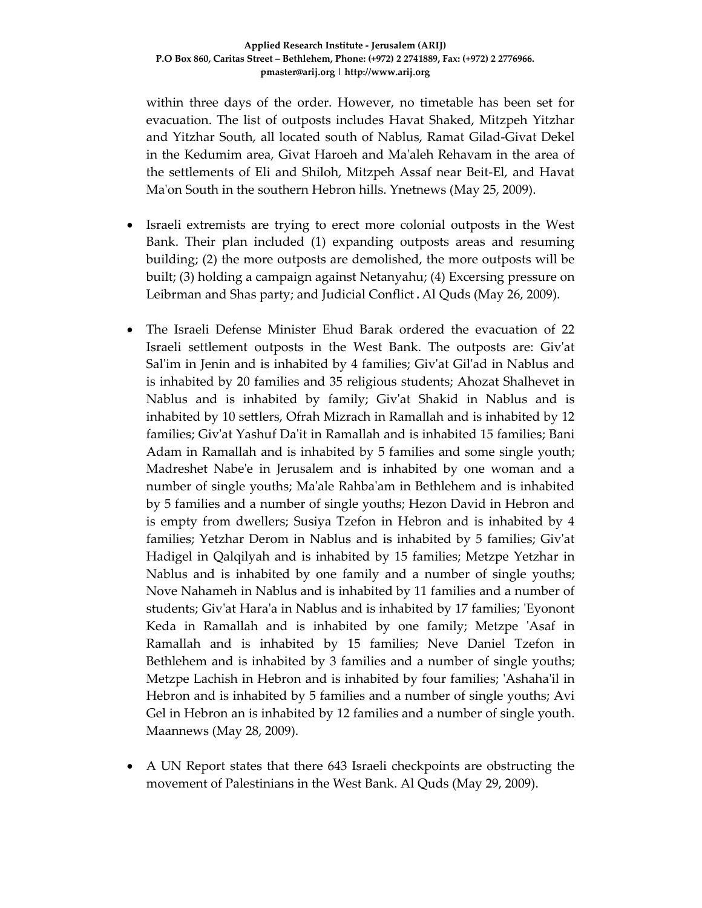within three days of the order. However, no timetable has been set for evacuation. The list of outposts includes Havat Shaked, Mitzpeh Yitzhar and Yitzhar South, all located south of Nablus, Ramat Gilad-Givat Dekel in the Kedumim area, Givat Haroeh and Ma'aleh Rehavam in the area of the settlements of Eli and Shiloh, Mitzpeh Assaf near Beit-El, and Havat Ma'on South in the southern Hebron hills. Ynetnews (May 25, 2009).

- Israeli extremists are trying to erect more colonial outposts in the West Bank. Their plan included (1) expanding outposts areas and resuming building; (2) the more outposts are demolished, the more outposts will be built; (3) holding a campaign against Netanyahu; (4) Excersing pressure on Leibrman and Shas party; and Judicial Conflict**.** Al Quds (May 26, 2009).

- The Israeli Defense Minister Ehud Barak ordered the evacuation of 22 Israeli settlement outposts in the West Bank. The outposts are: Giv'at Sal'im in Jenin and is inhabited by 4 families; Giv'at Gil'ad in Nablus and is inhabited by 20 families and 35 religious students; Ahozat Shalhevet in Nablus and is inhabited by family; Giv'at Shakid in Nablus and is inhabited by 10 settlers, Ofrah Mizrach in Ramallah and is inhabited by 12 families; Giv'at Yashuf Da'it in Ramallah and is inhabited 15 families; Bani Adam in Ramallah and is inhabited by 5 families and some single youth; Madreshet Nabe'e in Jerusalem and is inhabited by one woman and a number of single youths; Ma'ale Rahba'am in Bethlehem and is inhabited by 5 families and a number of single youths; Hezon David in Hebron and is empty from dwellers; Susiya Tzefon in Hebron and is inhabited by 4 families; Yetzhar Derom in Nablus and is inhabited by 5 families; Giv'at Hadigel in Qalqilyah and is inhabited by 15 families; Metzpe Yetzhar in Nablus and is inhabited by one family and a number of single youths; Nove Nahameh in Nablus and is inhabited by 11 families and a number of students; Giv'at Hara'a in Nablus and is inhabited by 17 families; 'Eyonont Keda in Ramallah and is inhabited by one family; Metzpe 'Asaf in Ramallah and is inhabited by 15 families; Neve Daniel Tzefon in Bethlehem and is inhabited by 3 families and a number of single youths; Metzpe Lachish in Hebron and is inhabited by four families; 'Ashaha'il in Hebron and is inhabited by 5 families and a number of single youths; Avi Gel in Hebron an is inhabited by 12 families and a number of single youth. Maannews (May 28, 2009).

- A UN Report states that there 643 Israeli checkpoints are obstructing the movement of Palestinians in the West Bank. Al Quds (May 29, 2009).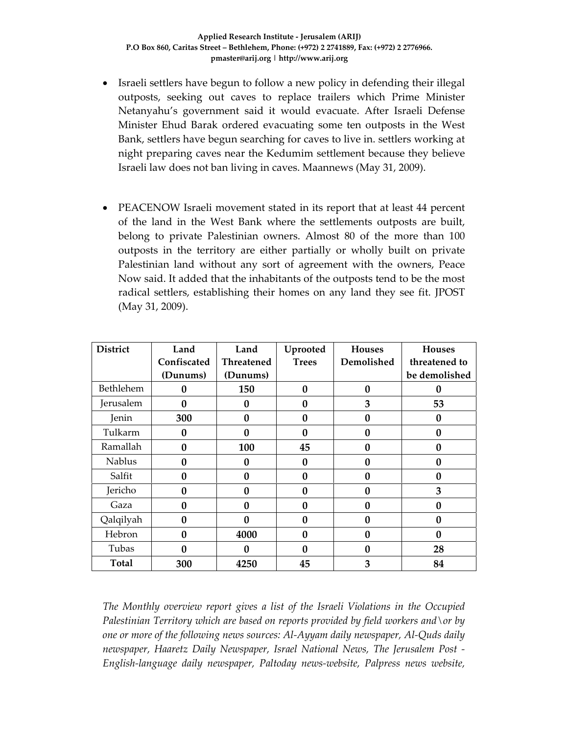- Israeli settlers have begun to follow a new policy in defending their illegal outposts, seeking out caves to replace trailers which Prime Minister Netanyahu's government said it would evacuate. After Israeli Defense Minister Ehud Barak ordered evacuating some ten outposts in the West Bank, settlers have begun searching for caves to live in. settlers working at night preparing caves near the Kedumim settlement because they believe Israeli law does not ban living in caves. Maannews (May 31, 2009).

- PEACENOW Israeli movement stated in its report that at least 44 percent of the land in the West Bank where the settlements outposts are built, belong to private Palestinian owners. Almost 80 of the more than 100 outposts in the territory are either partially or wholly built on private Palestinian land without any sort of agreement with the owners, Peace Now said. It added that the inhabitants of the outposts tend to be the most radical settlers, establishing their homes on any land they see fit. JPOST (May 31, 2009).

| District | Land Confiscated (Dunums) | Land Threatened (Dunums) | Uprooted Trees | Houses Demolished | Houses threatened to be demolished |
|---|---|---|---|---|---|
| Bethlehem | **0** | **150** | **0** | **0** | **0** |
| Jerusalem | **0** | **0** | **0** | **3** | **53** |
| Jenin | **300** | **0** | **0** | **0** | **0** |
| Tulkarm | **0** | **0** | **0** | **0** | **0** |
| Ramallah | **0** | **100** | **45** | **0** | **0** |
| Nablus | **0** | **0** | **0** | **0** | **0** |
| Salfit | **0** | **0** | **0** | **0** | **0** |
| Jericho | **0** | **0** | **0** | **0** | **3** |
| Gaza | **0** | **0** | **0** | **0** | **0** |
| Qalqilyah | **0** | **0** | **0** | **0** | **0** |
| Hebron | **0** | **4000** | **0** | **0** | **0** |
| Tubas | **0** | **0** | **0** | **0** | **28** |
| **Total** | **300** | **4250** | **45** | **3** | **84** |

*The Monthly overview report gives a list of the Israeli Violations in the Occupied Palestinian Territory which are based on reports provided by field workers and\or by one or more of the following news sources: Al-Ayyam daily newspaper, Al-Quds daily newspaper, Haaretz Daily Newspaper, Israel National News, The Jerusalem Post - English-language daily newspaper, Paltoday news-website, Palpress news website,*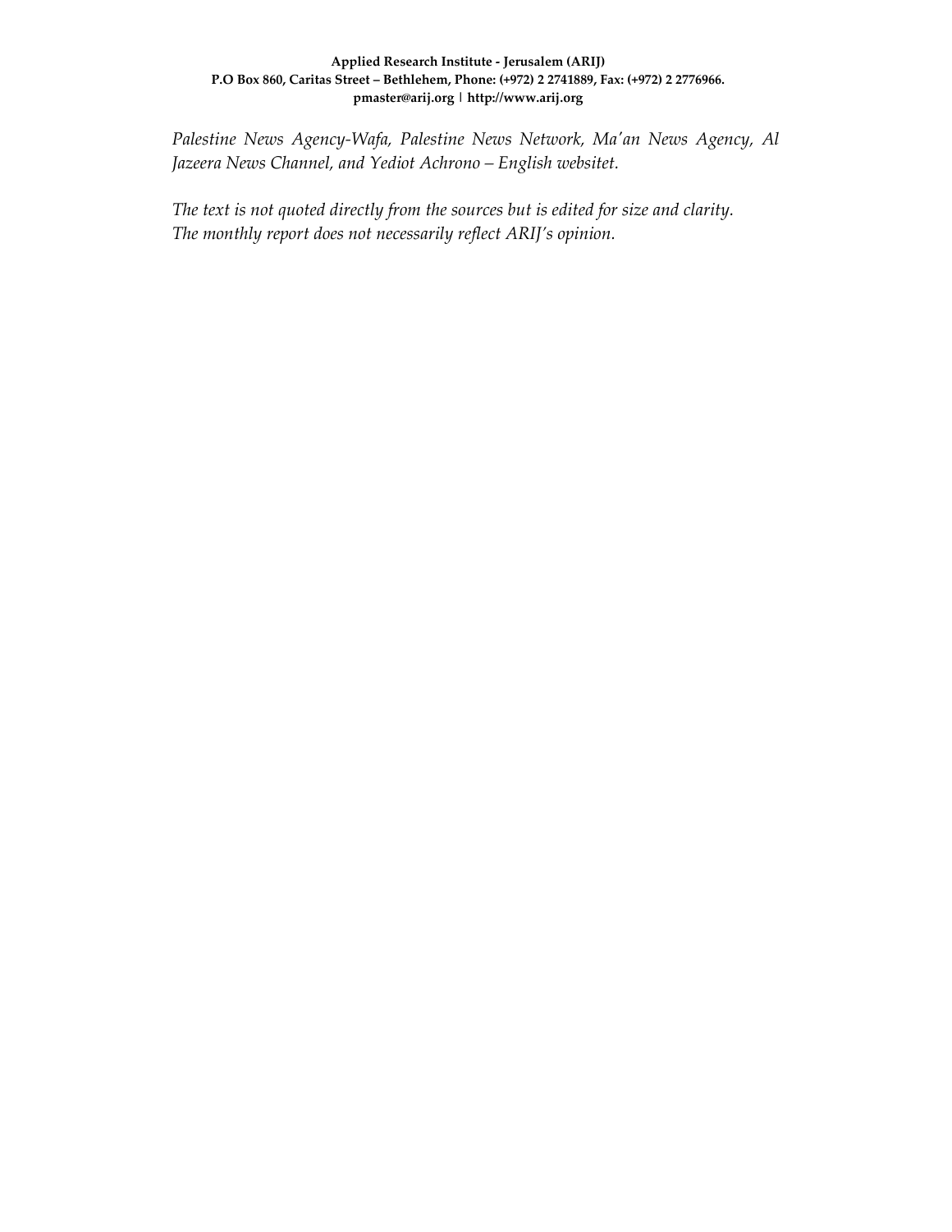*Palestine News Agency-Wafa, Palestine News Network, Ma'an News Agency, Al Jazeera News Channel, and Yediot Achrono – English websitet.*

*The text is not quoted directly from the sources but is edited for size and clarity. The monthly report does not necessarily reflect ARIJ's opinion.*